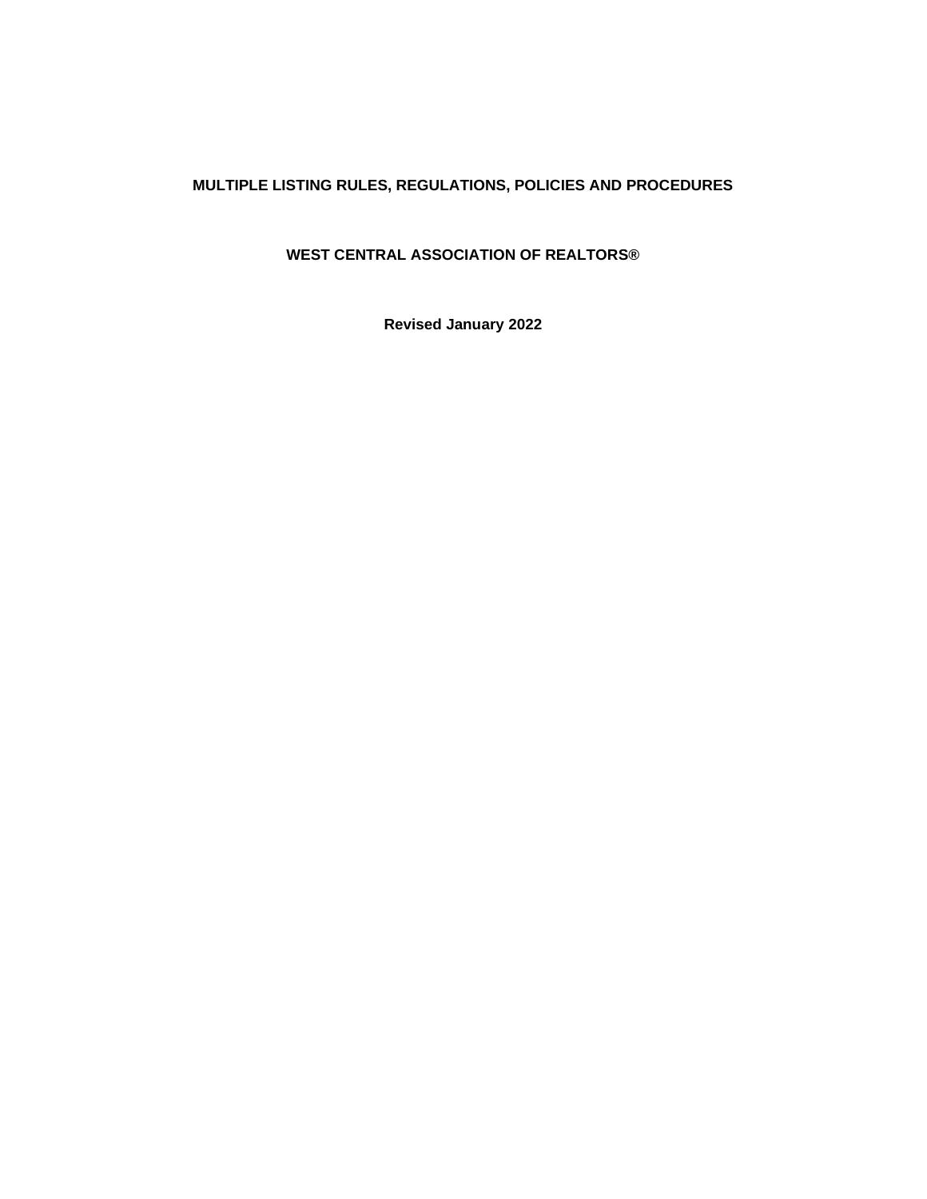# MULTIPLE LISTING RULES, REGULATIONS, POLICIES AND PROCEDURES

## WEST CENTRAL ASSOCIATION OF REALTORS®

**Revised January 2022**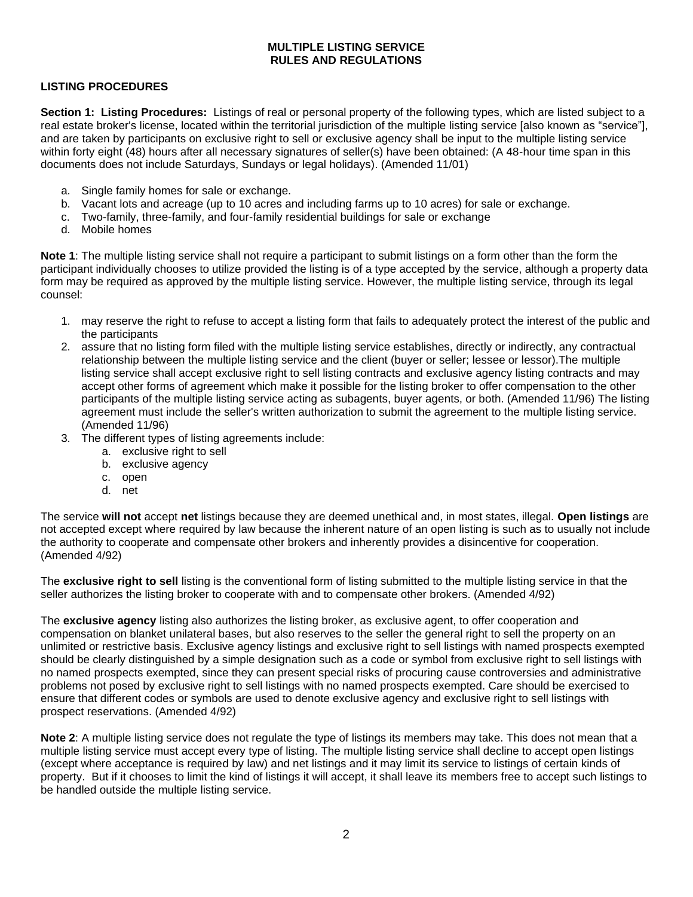# MULTIPLE LISTING SERVICE
# RULES AND REGULATIONS

## LISTING PROCEDURES

**Section 1: Listing Procedures:** Listings of real or personal property of the following types, which are listed subject to a real estate broker's license, located within the territorial jurisdiction of the multiple listing service [also known as "service"], and are taken by participants on exclusive right to sell or exclusive agency shall be input to the multiple listing service within forty eight (48) hours after all necessary signatures of seller(s) have been obtained: (A 48-hour time span in this documents does not include Saturdays, Sundays or legal holidays). (Amended 11/01)

a. Single family homes for sale or exchange.
b. Vacant lots and acreage (up to 10 acres and including farms up to 10 acres) for sale or exchange.
c. Two-family, three-family, and four-family residential buildings for sale or exchange
d. Mobile homes

**Note 1**: The multiple listing service shall not require a participant to submit listings on a form other than the form the participant individually chooses to utilize provided the listing is of a type accepted by the service, although a property data form may be required as approved by the multiple listing service. However, the multiple listing service, through its legal counsel:

1. may reserve the right to refuse to accept a listing form that fails to adequately protect the interest of the public and the participants
2. assure that no listing form filed with the multiple listing service establishes, directly or indirectly, any contractual relationship between the multiple listing service and the client (buyer or seller; lessee or lessor).The multiple listing service shall accept exclusive right to sell listing contracts and exclusive agency listing contracts and may accept other forms of agreement which make it possible for the listing broker to offer compensation to the other participants of the multiple listing service acting as subagents, buyer agents, or both. (Amended 11/96) The listing agreement must include the seller's written authorization to submit the agreement to the multiple listing service. (Amended 11/96)
3. The different types of listing agreements include:
   a. exclusive right to sell
   b. exclusive agency
   c. open
   d. net

The service **will not** accept **net** listings because they are deemed unethical and, in most states, illegal. **Open listings** are not accepted except where required by law because the inherent nature of an open listing is such as to usually not include the authority to cooperate and compensate other brokers and inherently provides a disincentive for cooperation. (Amended 4/92)

The **exclusive right to sell** listing is the conventional form of listing submitted to the multiple listing service in that the seller authorizes the listing broker to cooperate with and to compensate other brokers. (Amended 4/92)

The **exclusive agency** listing also authorizes the listing broker, as exclusive agent, to offer cooperation and compensation on blanket unilateral bases, but also reserves to the seller the general right to sell the property on an unlimited or restrictive basis. Exclusive agency listings and exclusive right to sell listings with named prospects exempted should be clearly distinguished by a simple designation such as a code or symbol from exclusive right to sell listings with no named prospects exempted, since they can present special risks of procuring cause controversies and administrative problems not posed by exclusive right to sell listings with no named prospects exempted. Care should be exercised to ensure that different codes or symbols are used to denote exclusive agency and exclusive right to sell listings with prospect reservations. (Amended 4/92)

**Note 2**: A multiple listing service does not regulate the type of listings its members may take. This does not mean that a multiple listing service must accept every type of listing. The multiple listing service shall decline to accept open listings (except where acceptance is required by law) and net listings and it may limit its service to listings of certain kinds of property. But if it chooses to limit the kind of listings it will accept, it shall leave its members free to accept such listings to be handled outside the multiple listing service.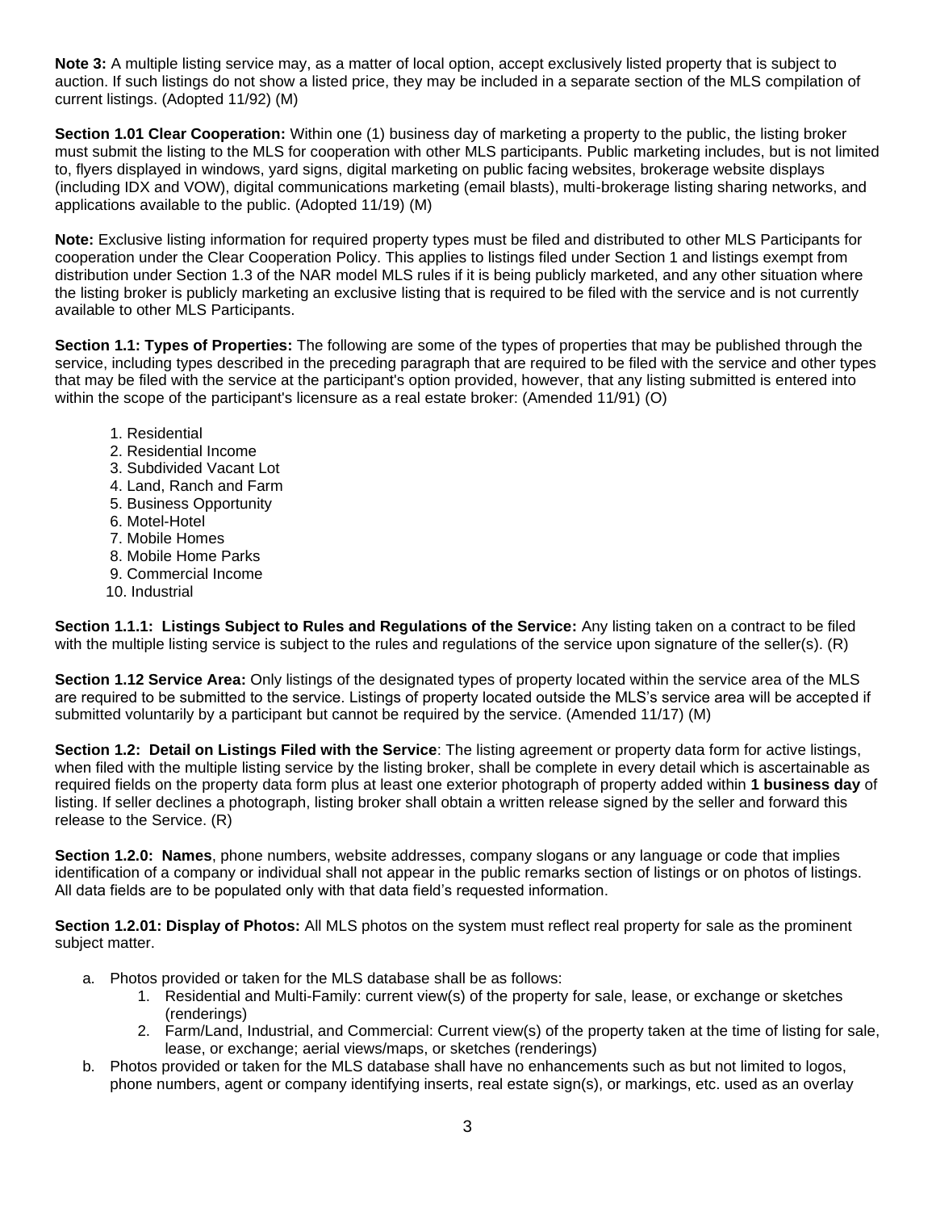**Note 3:** A multiple listing service may, as a matter of local option, accept exclusively listed property that is subject to auction. If such listings do not show a listed price, they may be included in a separate section of the MLS compilation of current listings. (Adopted 11/92) (M)

**Section 1.01 Clear Cooperation:** Within one (1) business day of marketing a property to the public, the listing broker must submit the listing to the MLS for cooperation with other MLS participants. Public marketing includes, but is not limited to, flyers displayed in windows, yard signs, digital marketing on public facing websites, brokerage website displays (including IDX and VOW), digital communications marketing (email blasts), multi-brokerage listing sharing networks, and applications available to the public. (Adopted 11/19) (M)

**Note:** Exclusive listing information for required property types must be filed and distributed to other MLS Participants for cooperation under the Clear Cooperation Policy. This applies to listings filed under Section 1 and listings exempt from distribution under Section 1.3 of the NAR model MLS rules if it is being publicly marketed, and any other situation where the listing broker is publicly marketing an exclusive listing that is required to be filed with the service and is not currently available to other MLS Participants.

**Section 1.1: Types of Properties:** The following are some of the types of properties that may be published through the service, including types described in the preceding paragraph that are required to be filed with the service and other types that may be filed with the service at the participant's option provided, however, that any listing submitted is entered into within the scope of the participant's licensure as a real estate broker: (Amended 11/91) (O)

1. Residential
2. Residential Income
3. Subdivided Vacant Lot
4. Land, Ranch and Farm
5. Business Opportunity
6. Motel-Hotel
7. Mobile Homes
8. Mobile Home Parks
9. Commercial Income
10. Industrial

**Section 1.1.1: Listings Subject to Rules and Regulations of the Service:** Any listing taken on a contract to be filed with the multiple listing service is subject to the rules and regulations of the service upon signature of the seller(s). (R)

**Section 1.12 Service Area:** Only listings of the designated types of property located within the service area of the MLS are required to be submitted to the service. Listings of property located outside the MLS's service area will be accepted if submitted voluntarily by a participant but cannot be required by the service. (Amended 11/17) (M)

**Section 1.2: Detail on Listings Filed with the Service**: The listing agreement or property data form for active listings, when filed with the multiple listing service by the listing broker, shall be complete in every detail which is ascertainable as required fields on the property data form plus at least one exterior photograph of property added within **1 business day** of listing. If seller declines a photograph, listing broker shall obtain a written release signed by the seller and forward this release to the Service. (R)

**Section 1.2.0: Names**, phone numbers, website addresses, company slogans or any language or code that implies identification of a company or individual shall not appear in the public remarks section of listings or on photos of listings. All data fields are to be populated only with that data field's requested information.

**Section 1.2.01: Display of Photos:** All MLS photos on the system must reflect real property for sale as the prominent subject matter.

a. Photos provided or taken for the MLS database shall be as follows:
    1. Residential and Multi-Family: current view(s) of the property for sale, lease, or exchange or sketches (renderings)
    2. Farm/Land, Industrial, and Commercial: Current view(s) of the property taken at the time of listing for sale, lease, or exchange; aerial views/maps, or sketches (renderings)
b. Photos provided or taken for the MLS database shall have no enhancements such as but not limited to logos, phone numbers, agent or company identifying inserts, real estate sign(s), or markings, etc. used as an overlay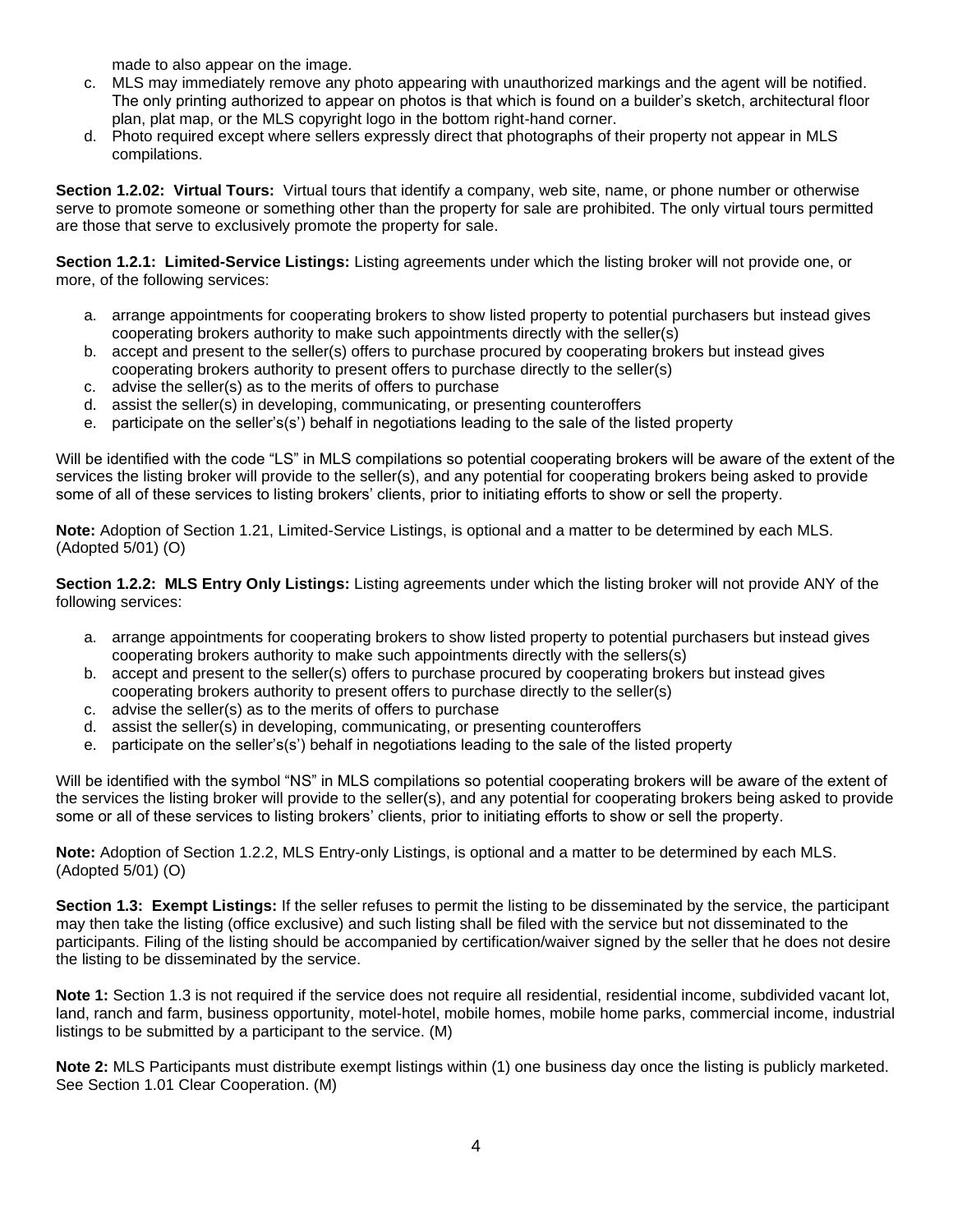made to also appear on the image.

c. MLS may immediately remove any photo appearing with unauthorized markings and the agent will be notified. The only printing authorized to appear on photos is that which is found on a builder's sketch, architectural floor plan, plat map, or the MLS copyright logo in the bottom right-hand corner.
d. Photo required except where sellers expressly direct that photographs of their property not appear in MLS compilations.

**Section 1.2.02: Virtual Tours:** Virtual tours that identify a company, web site, name, or phone number or otherwise serve to promote someone or something other than the property for sale are prohibited. The only virtual tours permitted are those that serve to exclusively promote the property for sale.

**Section 1.2.1: Limited-Service Listings:** Listing agreements under which the listing broker will not provide one, or more, of the following services:

a. arrange appointments for cooperating brokers to show listed property to potential purchasers but instead gives cooperating brokers authority to make such appointments directly with the seller(s)
b. accept and present to the seller(s) offers to purchase procured by cooperating brokers but instead gives cooperating brokers authority to present offers to purchase directly to the seller(s)
c. advise the seller(s) as to the merits of offers to purchase
d. assist the seller(s) in developing, communicating, or presenting counteroffers
e. participate on the seller's(s') behalf in negotiations leading to the sale of the listed property

Will be identified with the code "LS" in MLS compilations so potential cooperating brokers will be aware of the extent of the services the listing broker will provide to the seller(s), and any potential for cooperating brokers being asked to provide some of all of these services to listing brokers' clients, prior to initiating efforts to show or sell the property.

**Note:** Adoption of Section 1.21, Limited-Service Listings, is optional and a matter to be determined by each MLS. (Adopted 5/01) (O)

**Section 1.2.2: MLS Entry Only Listings:** Listing agreements under which the listing broker will not provide ANY of the following services:

a. arrange appointments for cooperating brokers to show listed property to potential purchasers but instead gives cooperating brokers authority to make such appointments directly with the sellers(s)
b. accept and present to the seller(s) offers to purchase procured by cooperating brokers but instead gives cooperating brokers authority to present offers to purchase directly to the seller(s)
c. advise the seller(s) as to the merits of offers to purchase
d. assist the seller(s) in developing, communicating, or presenting counteroffers
e. participate on the seller's(s') behalf in negotiations leading to the sale of the listed property

Will be identified with the symbol "NS" in MLS compilations so potential cooperating brokers will be aware of the extent of the services the listing broker will provide to the seller(s), and any potential for cooperating brokers being asked to provide some or all of these services to listing brokers' clients, prior to initiating efforts to show or sell the property.

**Note:** Adoption of Section 1.2.2, MLS Entry-only Listings, is optional and a matter to be determined by each MLS. (Adopted 5/01) (O)

**Section 1.3: Exempt Listings:** If the seller refuses to permit the listing to be disseminated by the service, the participant may then take the listing (office exclusive) and such listing shall be filed with the service but not disseminated to the participants. Filing of the listing should be accompanied by certification/waiver signed by the seller that he does not desire the listing to be disseminated by the service.

**Note 1:** Section 1.3 is not required if the service does not require all residential, residential income, subdivided vacant lot, land, ranch and farm, business opportunity, motel-hotel, mobile homes, mobile home parks, commercial income, industrial listings to be submitted by a participant to the service. (M)

**Note 2:** MLS Participants must distribute exempt listings within (1) one business day once the listing is publicly marketed. See Section 1.01 Clear Cooperation. (M)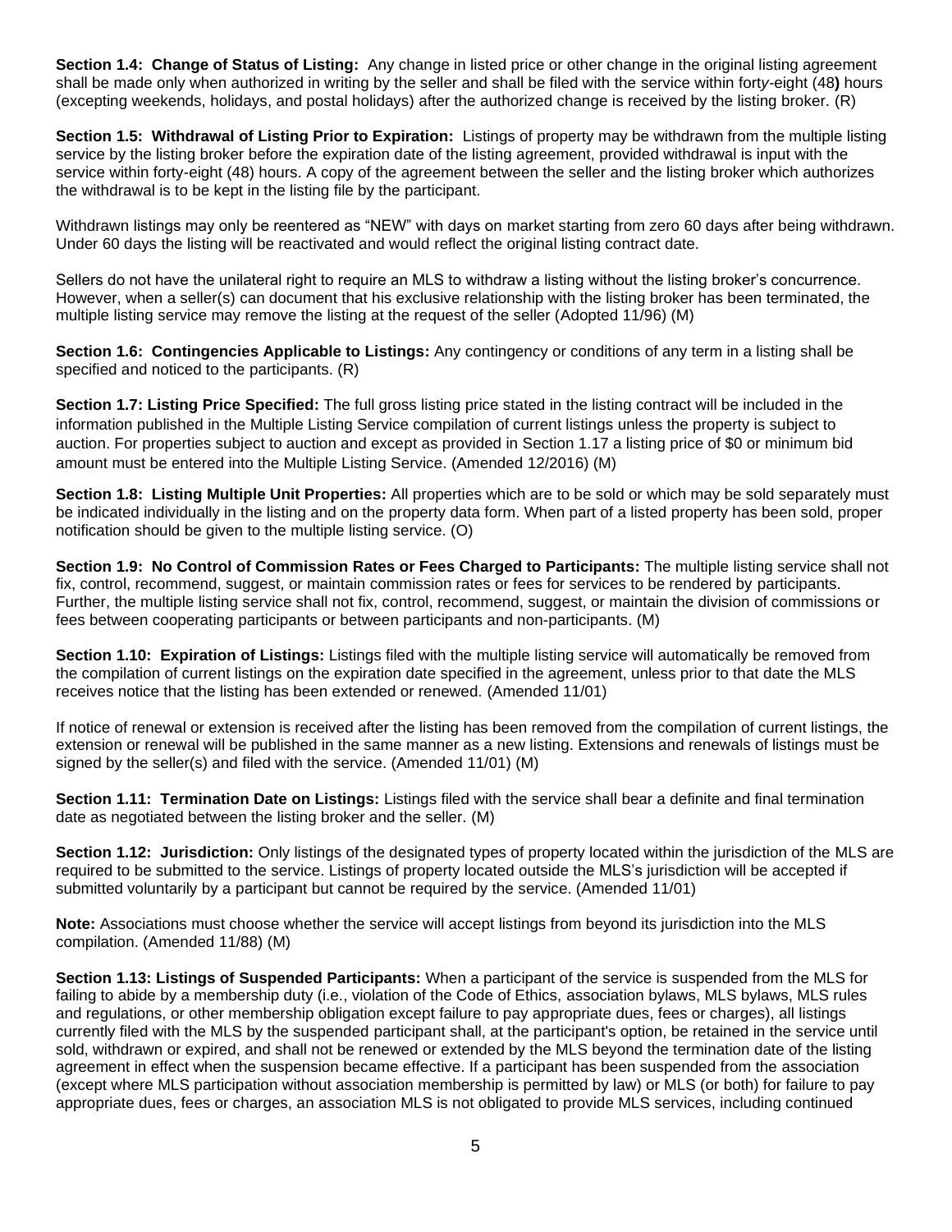**Section 1.4: Change of Status of Listing:** Any change in listed price or other change in the original listing agreement shall be made only when authorized in writing by the seller and shall be filed with the service within forty-eight (48**)** hours (excepting weekends, holidays, and postal holidays) after the authorized change is received by the listing broker. (R)

**Section 1.5: Withdrawal of Listing Prior to Expiration:** Listings of property may be withdrawn from the multiple listing service by the listing broker before the expiration date of the listing agreement, provided withdrawal is input with the service within forty-eight (48) hours. A copy of the agreement between the seller and the listing broker which authorizes the withdrawal is to be kept in the listing file by the participant.

Withdrawn listings may only be reentered as "NEW" with days on market starting from zero 60 days after being withdrawn. Under 60 days the listing will be reactivated and would reflect the original listing contract date.

Sellers do not have the unilateral right to require an MLS to withdraw a listing without the listing broker's concurrence. However, when a seller(s) can document that his exclusive relationship with the listing broker has been terminated, the multiple listing service may remove the listing at the request of the seller (Adopted 11/96) (M)

**Section 1.6: Contingencies Applicable to Listings:** Any contingency or conditions of any term in a listing shall be specified and noticed to the participants. (R)

**Section 1.7: Listing Price Specified:** The full gross listing price stated in the listing contract will be included in the information published in the Multiple Listing Service compilation of current listings unless the property is subject to auction. For properties subject to auction and except as provided in Section 1.17 a listing price of $0 or minimum bid amount must be entered into the Multiple Listing Service. (Amended 12/2016) (M)

**Section 1.8: Listing Multiple Unit Properties:** All properties which are to be sold or which may be sold separately must be indicated individually in the listing and on the property data form. When part of a listed property has been sold, proper notification should be given to the multiple listing service. (O)

**Section 1.9: No Control of Commission Rates or Fees Charged to Participants:** The multiple listing service shall not fix, control, recommend, suggest, or maintain commission rates or fees for services to be rendered by participants. Further, the multiple listing service shall not fix, control, recommend, suggest, or maintain the division of commissions or fees between cooperating participants or between participants and non-participants. (M)

**Section 1.10: Expiration of Listings:** Listings filed with the multiple listing service will automatically be removed from the compilation of current listings on the expiration date specified in the agreement, unless prior to that date the MLS receives notice that the listing has been extended or renewed. (Amended 11/01)

If notice of renewal or extension is received after the listing has been removed from the compilation of current listings, the extension or renewal will be published in the same manner as a new listing. Extensions and renewals of listings must be signed by the seller(s) and filed with the service. (Amended 11/01) (M)

**Section 1.11: Termination Date on Listings:** Listings filed with the service shall bear a definite and final termination date as negotiated between the listing broker and the seller. (M)

**Section 1.12: Jurisdiction:** Only listings of the designated types of property located within the jurisdiction of the MLS are required to be submitted to the service. Listings of property located outside the MLS's jurisdiction will be accepted if submitted voluntarily by a participant but cannot be required by the service. (Amended 11/01)

**Note:** Associations must choose whether the service will accept listings from beyond its jurisdiction into the MLS compilation. (Amended 11/88) (M)

**Section 1.13: Listings of Suspended Participants:** When a participant of the service is suspended from the MLS for failing to abide by a membership duty (i.e., violation of the Code of Ethics, association bylaws, MLS bylaws, MLS rules and regulations, or other membership obligation except failure to pay appropriate dues, fees or charges), all listings currently filed with the MLS by the suspended participant shall, at the participant's option, be retained in the service until sold, withdrawn or expired, and shall not be renewed or extended by the MLS beyond the termination date of the listing agreement in effect when the suspension became effective. If a participant has been suspended from the association (except where MLS participation without association membership is permitted by law) or MLS (or both) for failure to pay appropriate dues, fees or charges, an association MLS is not obligated to provide MLS services, including continued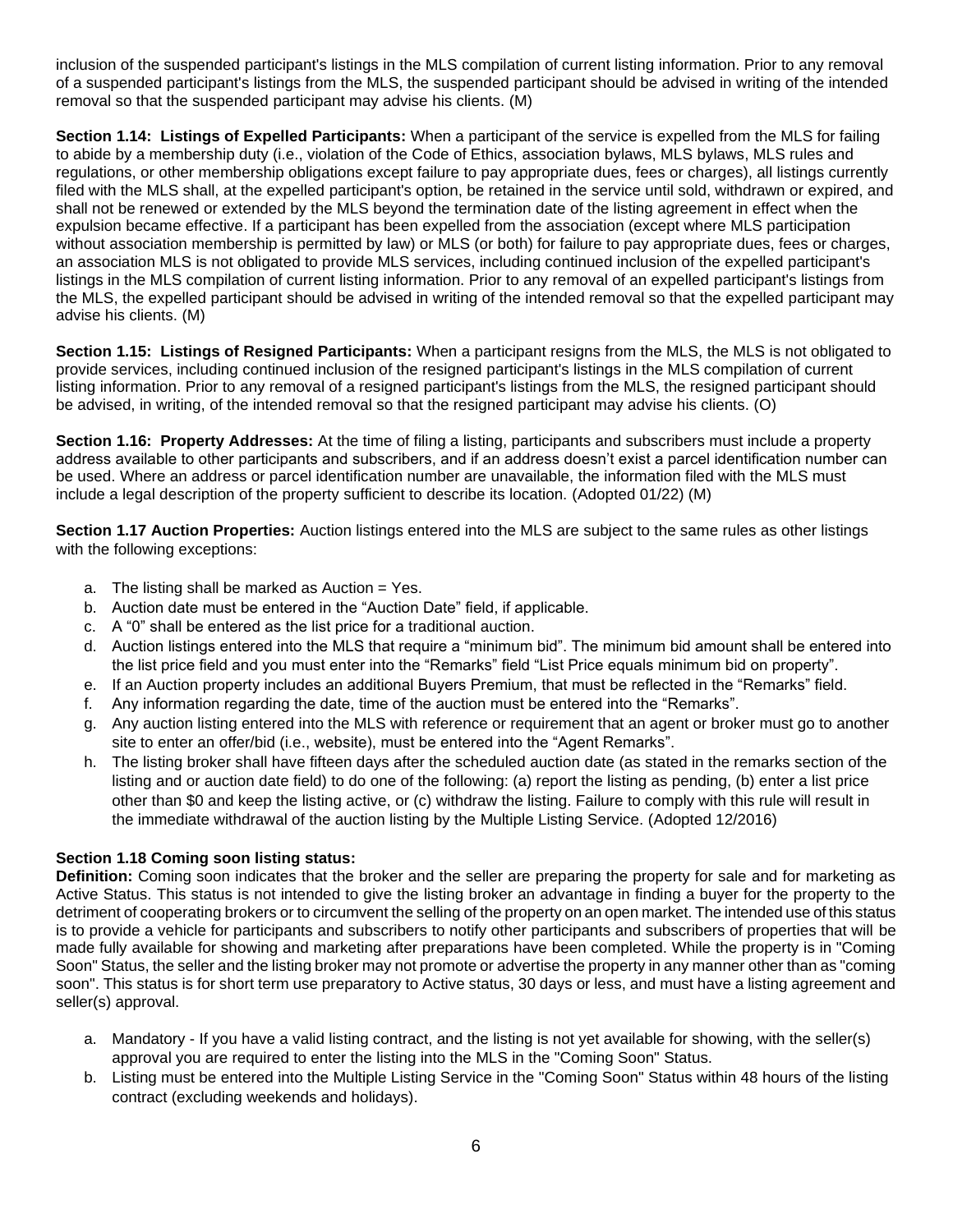inclusion of the suspended participant's listings in the MLS compilation of current listing information. Prior to any removal of a suspended participant's listings from the MLS, the suspended participant should be advised in writing of the intended removal so that the suspended participant may advise his clients. (M)

**Section 1.14: Listings of Expelled Participants:** When a participant of the service is expelled from the MLS for failing to abide by a membership duty (i.e., violation of the Code of Ethics, association bylaws, MLS bylaws, MLS rules and regulations, or other membership obligations except failure to pay appropriate dues, fees or charges), all listings currently filed with the MLS shall, at the expelled participant's option, be retained in the service until sold, withdrawn or expired, and shall not be renewed or extended by the MLS beyond the termination date of the listing agreement in effect when the expulsion became effective. If a participant has been expelled from the association (except where MLS participation without association membership is permitted by law) or MLS (or both) for failure to pay appropriate dues, fees or charges, an association MLS is not obligated to provide MLS services, including continued inclusion of the expelled participant's listings in the MLS compilation of current listing information. Prior to any removal of an expelled participant's listings from the MLS, the expelled participant should be advised in writing of the intended removal so that the expelled participant may advise his clients. (M)

**Section 1.15: Listings of Resigned Participants:** When a participant resigns from the MLS, the MLS is not obligated to provide services, including continued inclusion of the resigned participant's listings in the MLS compilation of current listing information. Prior to any removal of a resigned participant's listings from the MLS, the resigned participant should be advised, in writing, of the intended removal so that the resigned participant may advise his clients. (O)

**Section 1.16: Property Addresses:** At the time of filing a listing, participants and subscribers must include a property address available to other participants and subscribers, and if an address doesn't exist a parcel identification number can be used. Where an address or parcel identification number are unavailable, the information filed with the MLS must include a legal description of the property sufficient to describe its location. (Adopted 01/22) (M)

**Section 1.17 Auction Properties:** Auction listings entered into the MLS are subject to the same rules as other listings with the following exceptions:

a. The listing shall be marked as Auction = Yes.
b. Auction date must be entered in the "Auction Date" field, if applicable.
c. A "0" shall be entered as the list price for a traditional auction.
d. Auction listings entered into the MLS that require a "minimum bid". The minimum bid amount shall be entered into the list price field and you must enter into the "Remarks" field "List Price equals minimum bid on property".
e. If an Auction property includes an additional Buyers Premium, that must be reflected in the "Remarks" field.
f. Any information regarding the date, time of the auction must be entered into the "Remarks".
g. Any auction listing entered into the MLS with reference or requirement that an agent or broker must go to another site to enter an offer/bid (i.e., website), must be entered into the "Agent Remarks".
h. The listing broker shall have fifteen days after the scheduled auction date (as stated in the remarks section of the listing and or auction date field) to do one of the following: (a) report the listing as pending, (b) enter a list price other than $0 and keep the listing active, or (c) withdraw the listing. Failure to comply with this rule will result in the immediate withdrawal of the auction listing by the Multiple Listing Service. (Adopted 12/2016)

**Section 1.18 Coming soon listing status:**
**Definition:** Coming soon indicates that the broker and the seller are preparing the property for sale and for marketing as Active Status. This status is not intended to give the listing broker an advantage in finding a buyer for the property to the detriment of cooperating brokers or to circumvent the selling of the property on an open market. The intended use of this status is to provide a vehicle for participants and subscribers to notify other participants and subscribers of properties that will be made fully available for showing and marketing after preparations have been completed. While the property is in "Coming Soon" Status, the seller and the listing broker may not promote or advertise the property in any manner other than as "coming soon". This status is for short term use preparatory to Active status, 30 days or less, and must have a listing agreement and seller(s) approval.

a. Mandatory - If you have a valid listing contract, and the listing is not yet available for showing, with the seller(s) approval you are required to enter the listing into the MLS in the "Coming Soon" Status.
b. Listing must be entered into the Multiple Listing Service in the "Coming Soon" Status within 48 hours of the listing contract (excluding weekends and holidays).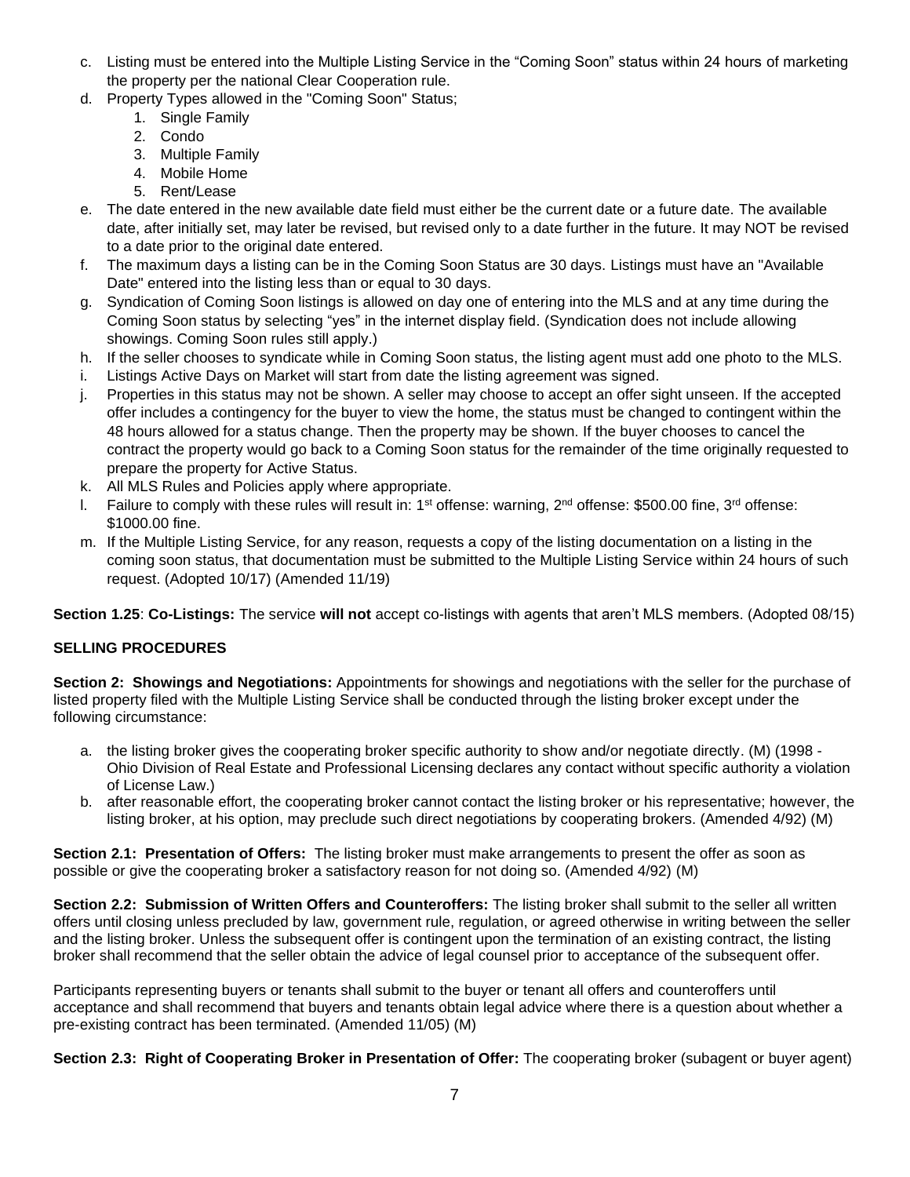c. Listing must be entered into the Multiple Listing Service in the "Coming Soon" status within 24 hours of marketing the property per the national Clear Cooperation rule.

d. Property Types allowed in the "Coming Soon" Status;
   1. Single Family
   2. Condo
   3. Multiple Family
   4. Mobile Home
   5. Rent/Lease

e. The date entered in the new available date field must either be the current date or a future date. The available date, after initially set, may later be revised, but revised only to a date further in the future. It may NOT be revised to a date prior to the original date entered.

f. The maximum days a listing can be in the Coming Soon Status are 30 days. Listings must have an "Available Date" entered into the listing less than or equal to 30 days.

g. Syndication of Coming Soon listings is allowed on day one of entering into the MLS and at any time during the Coming Soon status by selecting "yes" in the internet display field. (Syndication does not include allowing showings. Coming Soon rules still apply.)

h. If the seller chooses to syndicate while in Coming Soon status, the listing agent must add one photo to the MLS.

i. Listings Active Days on Market will start from date the listing agreement was signed.

j. Properties in this status may not be shown. A seller may choose to accept an offer sight unseen. If the accepted offer includes a contingency for the buyer to view the home, the status must be changed to contingent within the 48 hours allowed for a status change. Then the property may be shown. If the buyer chooses to cancel the contract the property would go back to a Coming Soon status for the remainder of the time originally requested to prepare the property for Active Status.

k. All MLS Rules and Policies apply where appropriate.

l. Failure to comply with these rules will result in: 1st offense: warning, 2nd offense: $500.00 fine, 3rd offense: $1000.00 fine.

m. If the Multiple Listing Service, for any reason, requests a copy of the listing documentation on a listing in the coming soon status, that documentation must be submitted to the Multiple Listing Service within 24 hours of such request. (Adopted 10/17) (Amended 11/19)

**Section 1.25**: **Co-Listings:** The service **will not** accept co-listings with agents that aren't MLS members. (Adopted 08/15)

**SELLING PROCEDURES**

**Section 2: Showings and Negotiations:** Appointments for showings and negotiations with the seller for the purchase of listed property filed with the Multiple Listing Service shall be conducted through the listing broker except under the following circumstance:

a. the listing broker gives the cooperating broker specific authority to show and/or negotiate directly. (M) (1998 - Ohio Division of Real Estate and Professional Licensing declares any contact without specific authority a violation of License Law.)

b. after reasonable effort, the cooperating broker cannot contact the listing broker or his representative; however, the listing broker, at his option, may preclude such direct negotiations by cooperating brokers. (Amended 4/92) (M)

**Section 2.1: Presentation of Offers:** The listing broker must make arrangements to present the offer as soon as possible or give the cooperating broker a satisfactory reason for not doing so. (Amended 4/92) (M)

**Section 2.2: Submission of Written Offers and Counteroffers:** The listing broker shall submit to the seller all written offers until closing unless precluded by law, government rule, regulation, or agreed otherwise in writing between the seller and the listing broker. Unless the subsequent offer is contingent upon the termination of an existing contract, the listing broker shall recommend that the seller obtain the advice of legal counsel prior to acceptance of the subsequent offer.

Participants representing buyers or tenants shall submit to the buyer or tenant all offers and counteroffers until acceptance and shall recommend that buyers and tenants obtain legal advice where there is a question about whether a pre-existing contract has been terminated. (Amended 11/05) (M)

**Section 2.3: Right of Cooperating Broker in Presentation of Offer:** The cooperating broker (subagent or buyer agent)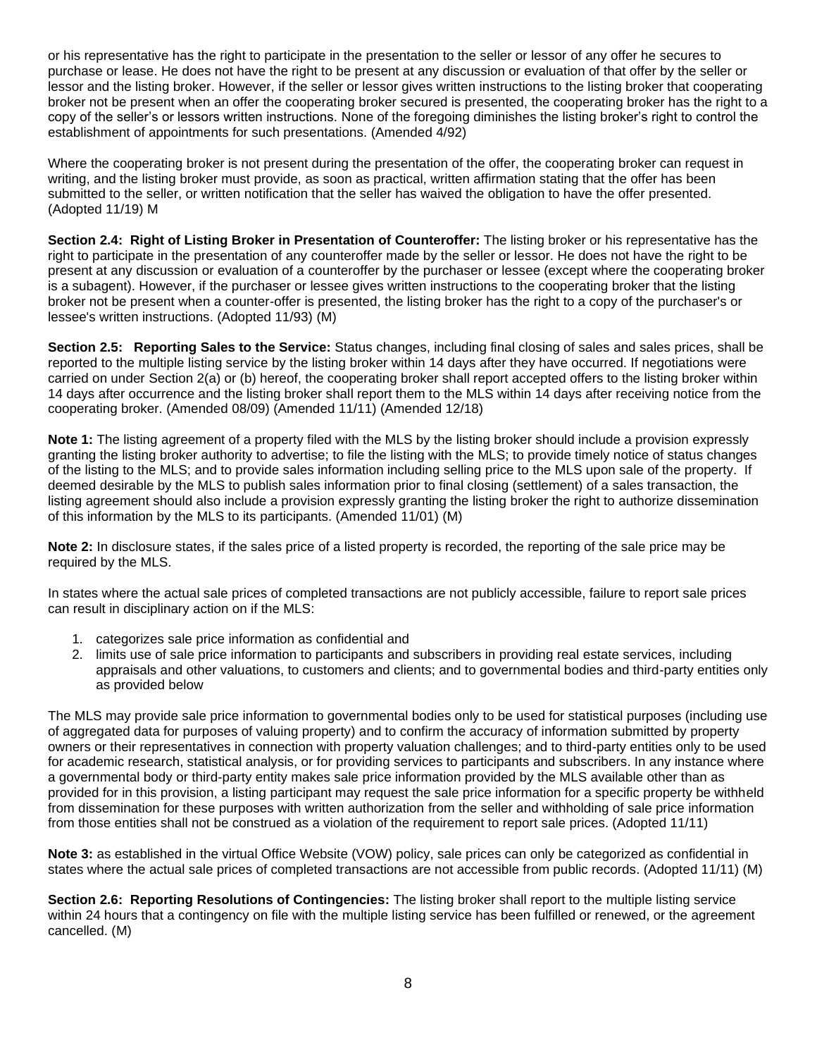or his representative has the right to participate in the presentation to the seller or lessor of any offer he secures to purchase or lease. He does not have the right to be present at any discussion or evaluation of that offer by the seller or lessor and the listing broker. However, if the seller or lessor gives written instructions to the listing broker that cooperating broker not be present when an offer the cooperating broker secured is presented, the cooperating broker has the right to a copy of the seller's or lessors written instructions. None of the foregoing diminishes the listing broker's right to control the establishment of appointments for such presentations. (Amended 4/92)

Where the cooperating broker is not present during the presentation of the offer, the cooperating broker can request in writing, and the listing broker must provide, as soon as practical, written affirmation stating that the offer has been submitted to the seller, or written notification that the seller has waived the obligation to have the offer presented. (Adopted 11/19) M

**Section 2.4: Right of Listing Broker in Presentation of Counteroffer:** The listing broker or his representative has the right to participate in the presentation of any counteroffer made by the seller or lessor. He does not have the right to be present at any discussion or evaluation of a counteroffer by the purchaser or lessee (except where the cooperating broker is a subagent). However, if the purchaser or lessee gives written instructions to the cooperating broker that the listing broker not be present when a counter-offer is presented, the listing broker has the right to a copy of the purchaser's or lessee's written instructions. (Adopted 11/93) (M)

**Section 2.5: Reporting Sales to the Service:** Status changes, including final closing of sales and sales prices, shall be reported to the multiple listing service by the listing broker within 14 days after they have occurred. If negotiations were carried on under Section 2(a) or (b) hereof, the cooperating broker shall report accepted offers to the listing broker within 14 days after occurrence and the listing broker shall report them to the MLS within 14 days after receiving notice from the cooperating broker. (Amended 08/09) (Amended 11/11) (Amended 12/18)

**Note 1:** The listing agreement of a property filed with the MLS by the listing broker should include a provision expressly granting the listing broker authority to advertise; to file the listing with the MLS; to provide timely notice of status changes of the listing to the MLS; and to provide sales information including selling price to the MLS upon sale of the property. If deemed desirable by the MLS to publish sales information prior to final closing (settlement) of a sales transaction, the listing agreement should also include a provision expressly granting the listing broker the right to authorize dissemination of this information by the MLS to its participants. (Amended 11/01) (M)

**Note 2:** In disclosure states, if the sales price of a listed property is recorded, the reporting of the sale price may be required by the MLS.

In states where the actual sale prices of completed transactions are not publicly accessible, failure to report sale prices can result in disciplinary action on if the MLS:

1. categorizes sale price information as confidential and
2. limits use of sale price information to participants and subscribers in providing real estate services, including appraisals and other valuations, to customers and clients; and to governmental bodies and third-party entities only as provided below

The MLS may provide sale price information to governmental bodies only to be used for statistical purposes (including use of aggregated data for purposes of valuing property) and to confirm the accuracy of information submitted by property owners or their representatives in connection with property valuation challenges; and to third-party entities only to be used for academic research, statistical analysis, or for providing services to participants and subscribers. In any instance where a governmental body or third-party entity makes sale price information provided by the MLS available other than as provided for in this provision, a listing participant may request the sale price information for a specific property be withheld from dissemination for these purposes with written authorization from the seller and withholding of sale price information from those entities shall not be construed as a violation of the requirement to report sale prices. (Adopted 11/11)

**Note 3:** as established in the virtual Office Website (VOW) policy, sale prices can only be categorized as confidential in states where the actual sale prices of completed transactions are not accessible from public records. (Adopted 11/11) (M)

**Section 2.6: Reporting Resolutions of Contingencies:** The listing broker shall report to the multiple listing service within 24 hours that a contingency on file with the multiple listing service has been fulfilled or renewed, or the agreement cancelled. (M)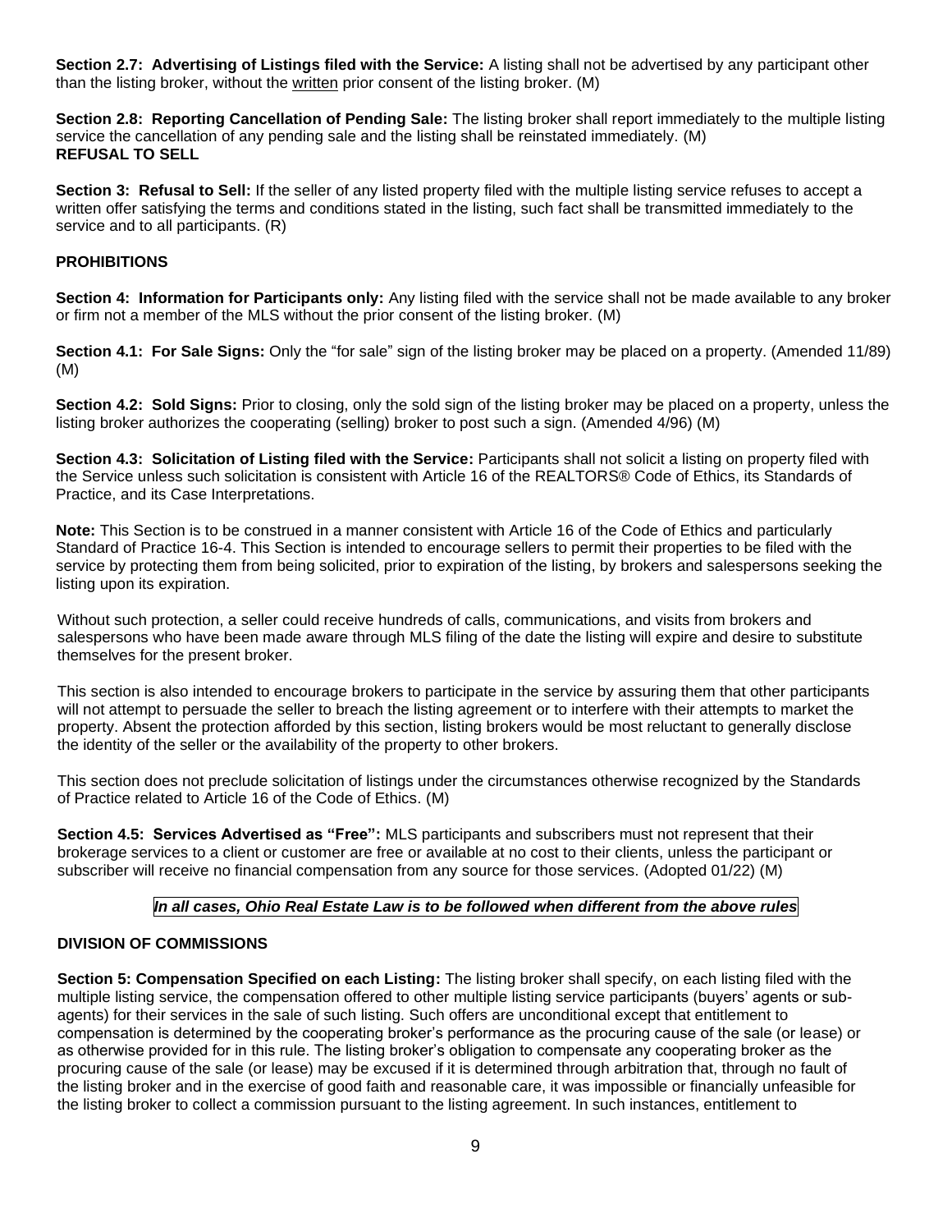**Section 2.7: Advertising of Listings filed with the Service:** A listing shall not be advertised by any participant other than the listing broker, without the written prior consent of the listing broker. (M)

**Section 2.8: Reporting Cancellation of Pending Sale:** The listing broker shall report immediately to the multiple listing service the cancellation of any pending sale and the listing shall be reinstated immediately. (M)

**REFUSAL TO SELL**

**Section 3: Refusal to Sell:** If the seller of any listed property filed with the multiple listing service refuses to accept a written offer satisfying the terms and conditions stated in the listing, such fact shall be transmitted immediately to the service and to all participants. (R)

**PROHIBITIONS**

**Section 4: Information for Participants only:** Any listing filed with the service shall not be made available to any broker or firm not a member of the MLS without the prior consent of the listing broker. (M)

**Section 4.1: For Sale Signs:** Only the "for sale" sign of the listing broker may be placed on a property. (Amended 11/89) (M)

**Section 4.2: Sold Signs:** Prior to closing, only the sold sign of the listing broker may be placed on a property, unless the listing broker authorizes the cooperating (selling) broker to post such a sign. (Amended 4/96) (M)

**Section 4.3: Solicitation of Listing filed with the Service:** Participants shall not solicit a listing on property filed with the Service unless such solicitation is consistent with Article 16 of the REALTORS® Code of Ethics, its Standards of Practice, and its Case Interpretations.

**Note:** This Section is to be construed in a manner consistent with Article 16 of the Code of Ethics and particularly Standard of Practice 16-4. This Section is intended to encourage sellers to permit their properties to be filed with the service by protecting them from being solicited, prior to expiration of the listing, by brokers and salespersons seeking the listing upon its expiration.

Without such protection, a seller could receive hundreds of calls, communications, and visits from brokers and salespersons who have been made aware through MLS filing of the date the listing will expire and desire to substitute themselves for the present broker.

This section is also intended to encourage brokers to participate in the service by assuring them that other participants will not attempt to persuade the seller to breach the listing agreement or to interfere with their attempts to market the property. Absent the protection afforded by this section, listing brokers would be most reluctant to generally disclose the identity of the seller or the availability of the property to other brokers.

This section does not preclude solicitation of listings under the circumstances otherwise recognized by the Standards of Practice related to Article 16 of the Code of Ethics. (M)

**Section 4.5: Services Advertised as "Free":** MLS participants and subscribers must not represent that their brokerage services to a client or customer are free or available at no cost to their clients, unless the participant or subscriber will receive no financial compensation from any source for those services. (Adopted 01/22) (M)

***In all cases, Ohio Real Estate Law is to be followed when different from the above rules***

**DIVISION OF COMMISSIONS**

**Section 5: Compensation Specified on each Listing:** The listing broker shall specify, on each listing filed with the multiple listing service, the compensation offered to other multiple listing service participants (buyers' agents or sub-agents) for their services in the sale of such listing. Such offers are unconditional except that entitlement to compensation is determined by the cooperating broker's performance as the procuring cause of the sale (or lease) or as otherwise provided for in this rule. The listing broker's obligation to compensate any cooperating broker as the procuring cause of the sale (or lease) may be excused if it is determined through arbitration that, through no fault of the listing broker and in the exercise of good faith and reasonable care, it was impossible or financially unfeasible for the listing broker to collect a commission pursuant to the listing agreement. In such instances, entitlement to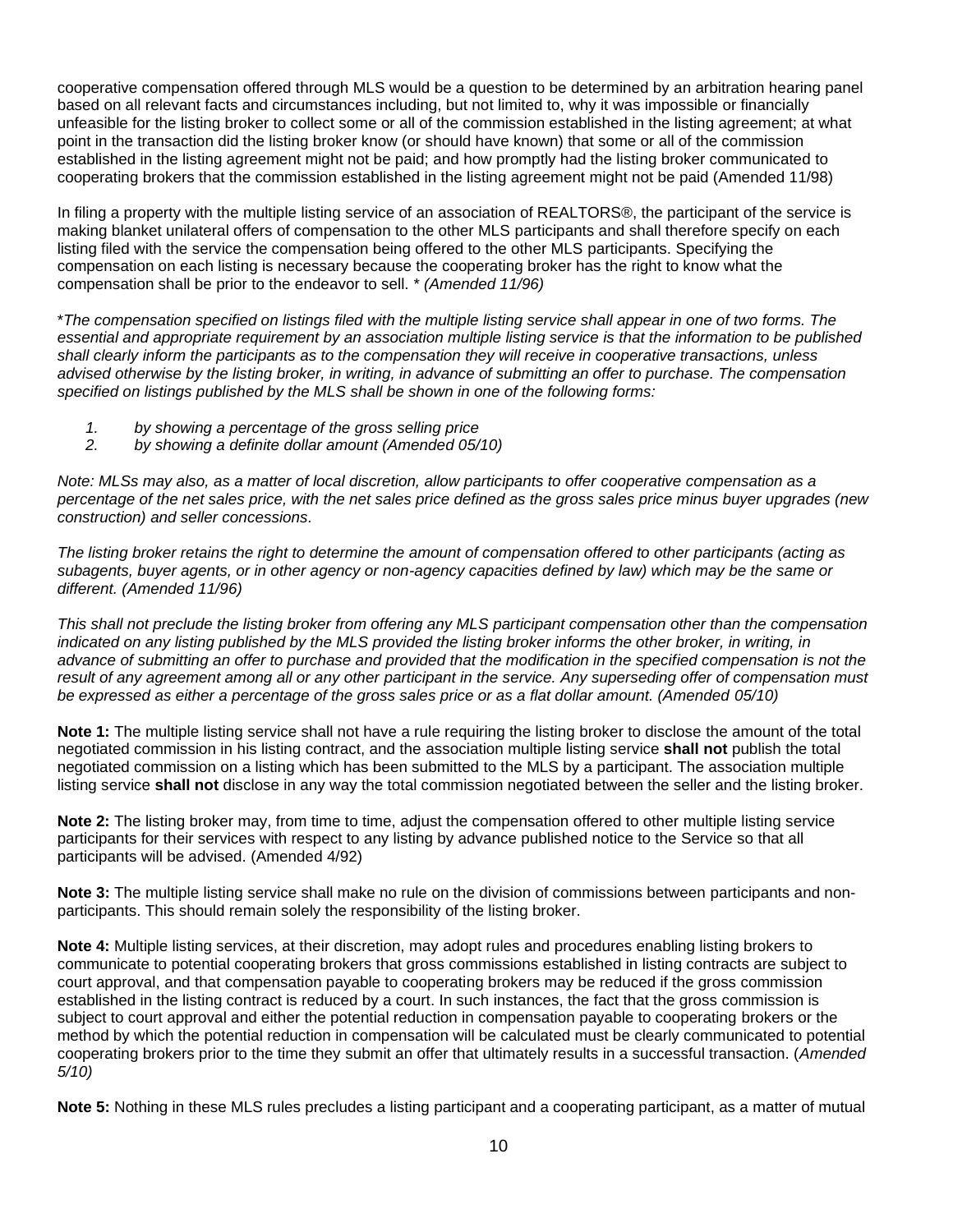cooperative compensation offered through MLS would be a question to be determined by an arbitration hearing panel based on all relevant facts and circumstances including, but not limited to, why it was impossible or financially unfeasible for the listing broker to collect some or all of the commission established in the listing agreement; at what point in the transaction did the listing broker know (or should have known) that some or all of the commission established in the listing agreement might not be paid; and how promptly had the listing broker communicated to cooperating brokers that the commission established in the listing agreement might not be paid (Amended 11/98)

In filing a property with the multiple listing service of an association of REALTORS®, the participant of the service is making blanket unilateral offers of compensation to the other MLS participants and shall therefore specify on each listing filed with the service the compensation being offered to the other MLS participants. Specifying the compensation on each listing is necessary because the cooperating broker has the right to know what the compensation shall be prior to the endeavor to sell. * *(Amended 11/96)*

**The compensation specified on listings filed with the multiple listing service shall appear in one of two forms. The essential and appropriate requirement by an association multiple listing service is that the information to be published shall clearly inform the participants as to the compensation they will receive in cooperative transactions, unless advised otherwise by the listing broker, in writing, in advance of submitting an offer to purchase. The compensation specified on listings published by the MLS shall be shown in one of the following forms:*

1. *by showing a percentage of the gross selling price*
2. *by showing a definite dollar amount (Amended 05/10)*

*Note: MLSs may also, as a matter of local discretion, allow participants to offer cooperative compensation as a percentage of the net sales price, with the net sales price defined as the gross sales price minus buyer upgrades (new construction) and seller concessions.*

*The listing broker retains the right to determine the amount of compensation offered to other participants (acting as subagents, buyer agents, or in other agency or non-agency capacities defined by law) which may be the same or different. (Amended 11/96)*

*This shall not preclude the listing broker from offering any MLS participant compensation other than the compensation indicated on any listing published by the MLS provided the listing broker informs the other broker, in writing, in advance of submitting an offer to purchase and provided that the modification in the specified compensation is not the result of any agreement among all or any other participant in the service. Any superseding offer of compensation must be expressed as either a percentage of the gross sales price or as a flat dollar amount. (Amended 05/10)*

**Note 1:** The multiple listing service shall not have a rule requiring the listing broker to disclose the amount of the total negotiated commission in his listing contract, and the association multiple listing service **shall not** publish the total negotiated commission on a listing which has been submitted to the MLS by a participant. The association multiple listing service **shall not** disclose in any way the total commission negotiated between the seller and the listing broker.

**Note 2:** The listing broker may, from time to time, adjust the compensation offered to other multiple listing service participants for their services with respect to any listing by advance published notice to the Service so that all participants will be advised. (Amended 4/92)

**Note 3:** The multiple listing service shall make no rule on the division of commissions between participants and non-participants. This should remain solely the responsibility of the listing broker.

**Note 4:** Multiple listing services, at their discretion, may adopt rules and procedures enabling listing brokers to communicate to potential cooperating brokers that gross commissions established in listing contracts are subject to court approval, and that compensation payable to cooperating brokers may be reduced if the gross commission established in the listing contract is reduced by a court. In such instances, the fact that the gross commission is subject to court approval and either the potential reduction in compensation payable to cooperating brokers or the method by which the potential reduction in compensation will be calculated must be clearly communicated to potential cooperating brokers prior to the time they submit an offer that ultimately results in a successful transaction. (*Amended 5/10)*

**Note 5:** Nothing in these MLS rules precludes a listing participant and a cooperating participant, as a matter of mutual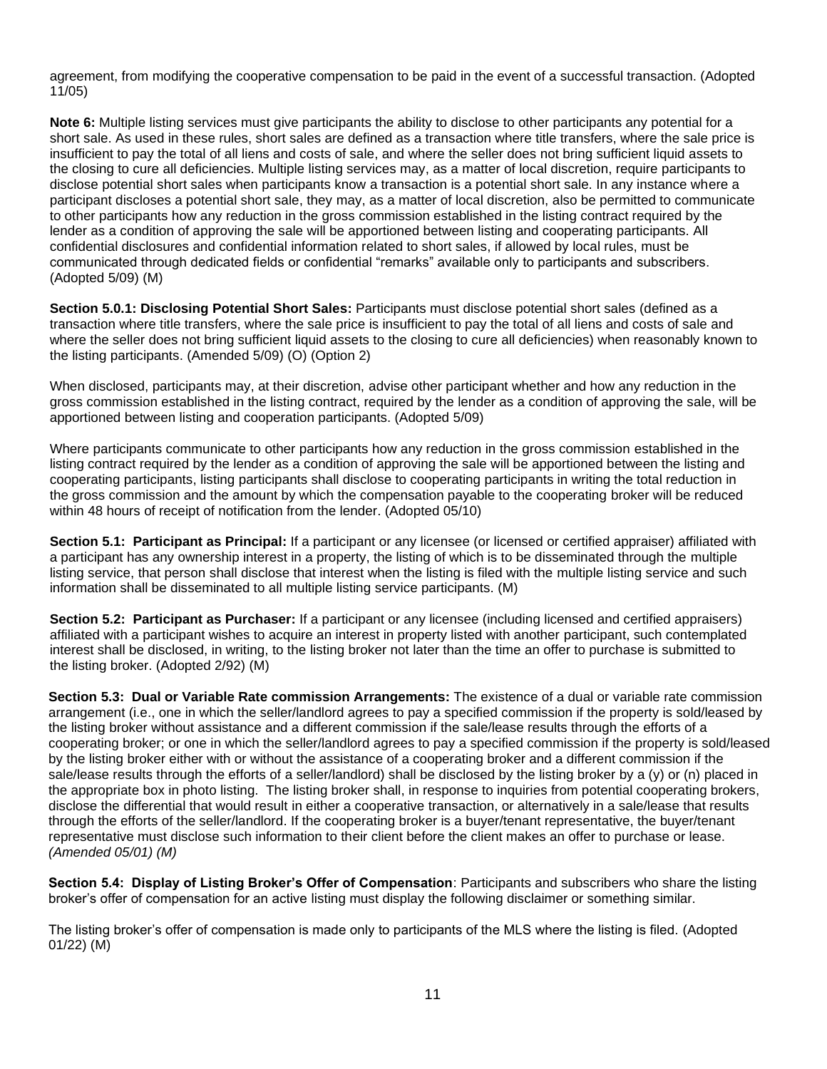agreement, from modifying the cooperative compensation to be paid in the event of a successful transaction. (Adopted 11/05)

**Note 6:** Multiple listing services must give participants the ability to disclose to other participants any potential for a short sale. As used in these rules, short sales are defined as a transaction where title transfers, where the sale price is insufficient to pay the total of all liens and costs of sale, and where the seller does not bring sufficient liquid assets to the closing to cure all deficiencies. Multiple listing services may, as a matter of local discretion, require participants to disclose potential short sales when participants know a transaction is a potential short sale. In any instance where a participant discloses a potential short sale, they may, as a matter of local discretion, also be permitted to communicate to other participants how any reduction in the gross commission established in the listing contract required by the lender as a condition of approving the sale will be apportioned between listing and cooperating participants. All confidential disclosures and confidential information related to short sales, if allowed by local rules, must be communicated through dedicated fields or confidential "remarks" available only to participants and subscribers. (Adopted 5/09) (M)

**Section 5.0.1: Disclosing Potential Short Sales:** Participants must disclose potential short sales (defined as a transaction where title transfers, where the sale price is insufficient to pay the total of all liens and costs of sale and where the seller does not bring sufficient liquid assets to the closing to cure all deficiencies) when reasonably known to the listing participants. (Amended 5/09) (O) (Option 2)

When disclosed, participants may, at their discretion, advise other participant whether and how any reduction in the gross commission established in the listing contract, required by the lender as a condition of approving the sale, will be apportioned between listing and cooperation participants. (Adopted 5/09)

Where participants communicate to other participants how any reduction in the gross commission established in the listing contract required by the lender as a condition of approving the sale will be apportioned between the listing and cooperating participants, listing participants shall disclose to cooperating participants in writing the total reduction in the gross commission and the amount by which the compensation payable to the cooperating broker will be reduced within 48 hours of receipt of notification from the lender. (Adopted 05/10)

**Section 5.1: Participant as Principal:** If a participant or any licensee (or licensed or certified appraiser) affiliated with a participant has any ownership interest in a property, the listing of which is to be disseminated through the multiple listing service, that person shall disclose that interest when the listing is filed with the multiple listing service and such information shall be disseminated to all multiple listing service participants. (M)

**Section 5.2: Participant as Purchaser:** If a participant or any licensee (including licensed and certified appraisers) affiliated with a participant wishes to acquire an interest in property listed with another participant, such contemplated interest shall be disclosed, in writing, to the listing broker not later than the time an offer to purchase is submitted to the listing broker. (Adopted 2/92) (M)

**Section 5.3: Dual or Variable Rate commission Arrangements:** The existence of a dual or variable rate commission arrangement (i.e., one in which the seller/landlord agrees to pay a specified commission if the property is sold/leased by the listing broker without assistance and a different commission if the sale/lease results through the efforts of a cooperating broker; or one in which the seller/landlord agrees to pay a specified commission if the property is sold/leased by the listing broker either with or without the assistance of a cooperating broker and a different commission if the sale/lease results through the efforts of a seller/landlord) shall be disclosed by the listing broker by a (y) or (n) placed in the appropriate box in photo listing. The listing broker shall, in response to inquiries from potential cooperating brokers, disclose the differential that would result in either a cooperative transaction, or alternatively in a sale/lease that results through the efforts of the seller/landlord. If the cooperating broker is a buyer/tenant representative, the buyer/tenant representative must disclose such information to their client before the client makes an offer to purchase or lease. *(Amended 05/01) (M)*

**Section 5.4: Display of Listing Broker's Offer of Compensation**: Participants and subscribers who share the listing broker's offer of compensation for an active listing must display the following disclaimer or something similar.

The listing broker's offer of compensation is made only to participants of the MLS where the listing is filed. (Adopted 01/22) (M)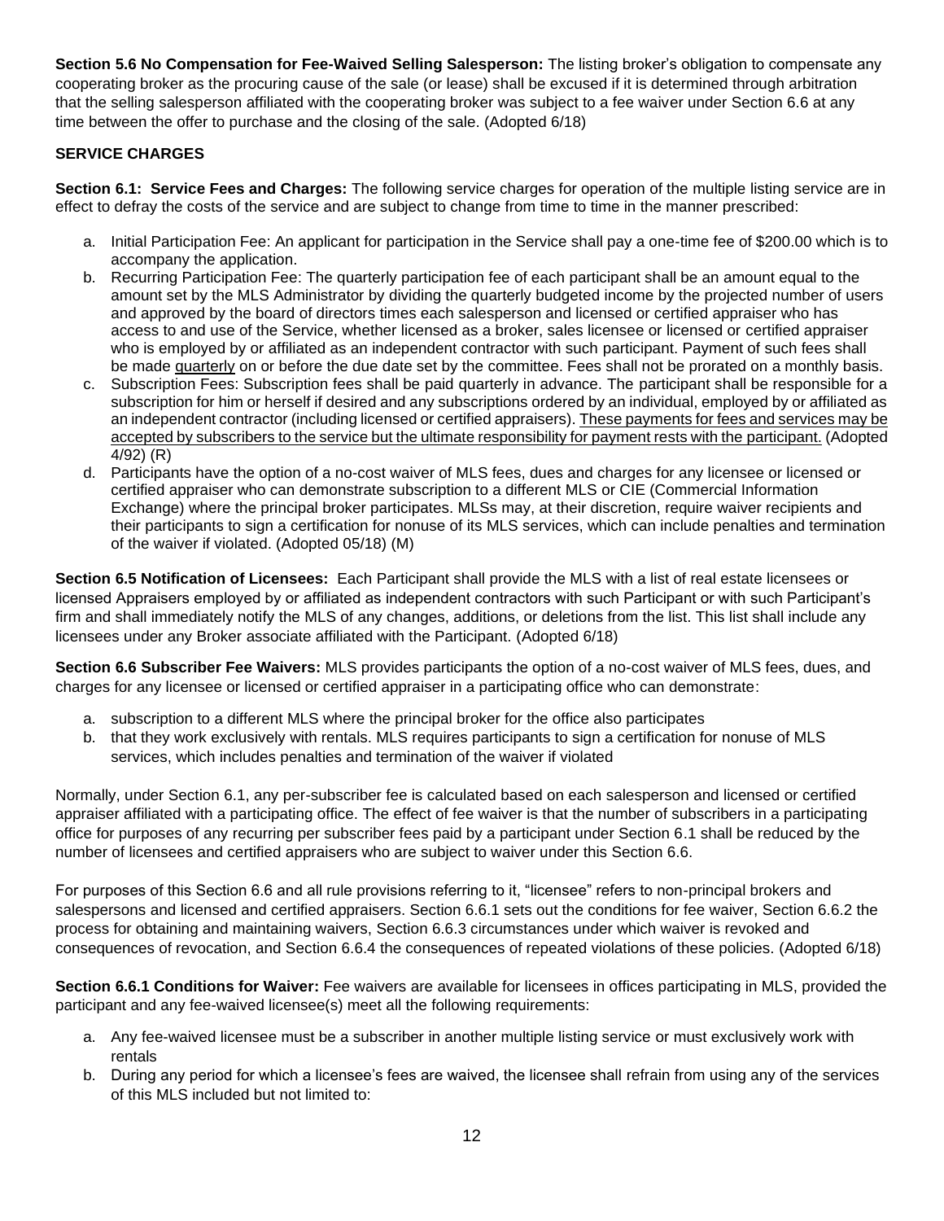**Section 5.6 No Compensation for Fee-Waived Selling Salesperson:** The listing broker's obligation to compensate any cooperating broker as the procuring cause of the sale (or lease) shall be excused if it is determined through arbitration that the selling salesperson affiliated with the cooperating broker was subject to a fee waiver under Section 6.6 at any time between the offer to purchase and the closing of the sale. (Adopted 6/18)

**SERVICE CHARGES**

**Section 6.1: Service Fees and Charges:** The following service charges for operation of the multiple listing service are in effect to defray the costs of the service and are subject to change from time to time in the manner prescribed:

a. Initial Participation Fee: An applicant for participation in the Service shall pay a one-time fee of $200.00 which is to accompany the application.
b. Recurring Participation Fee: The quarterly participation fee of each participant shall be an amount equal to the amount set by the MLS Administrator by dividing the quarterly budgeted income by the projected number of users and approved by the board of directors times each salesperson and licensed or certified appraiser who has access to and use of the Service, whether licensed as a broker, sales licensee or licensed or certified appraiser who is employed by or affiliated as an independent contractor with such participant. Payment of such fees shall be made quarterly on or before the due date set by the committee. Fees shall not be prorated on a monthly basis.
c. Subscription Fees: Subscription fees shall be paid quarterly in advance. The participant shall be responsible for a subscription for him or herself if desired and any subscriptions ordered by an individual, employed by or affiliated as an independent contractor (including licensed or certified appraisers). These payments for fees and services may be accepted by subscribers to the service but the ultimate responsibility for payment rests with the participant. (Adopted 4/92) (R)
d. Participants have the option of a no-cost waiver of MLS fees, dues and charges for any licensee or licensed or certified appraiser who can demonstrate subscription to a different MLS or CIE (Commercial Information Exchange) where the principal broker participates. MLSs may, at their discretion, require waiver recipients and their participants to sign a certification for nonuse of its MLS services, which can include penalties and termination of the waiver if violated. (Adopted 05/18) (M)

**Section 6.5 Notification of Licensees:** Each Participant shall provide the MLS with a list of real estate licensees or licensed Appraisers employed by or affiliated as independent contractors with such Participant or with such Participant's firm and shall immediately notify the MLS of any changes, additions, or deletions from the list. This list shall include any licensees under any Broker associate affiliated with the Participant. (Adopted 6/18)

**Section 6.6 Subscriber Fee Waivers:** MLS provides participants the option of a no-cost waiver of MLS fees, dues, and charges for any licensee or licensed or certified appraiser in a participating office who can demonstrate:

a. subscription to a different MLS where the principal broker for the office also participates
b. that they work exclusively with rentals. MLS requires participants to sign a certification for nonuse of MLS services, which includes penalties and termination of the waiver if violated

Normally, under Section 6.1, any per-subscriber fee is calculated based on each salesperson and licensed or certified appraiser affiliated with a participating office. The effect of fee waiver is that the number of subscribers in a participating office for purposes of any recurring per subscriber fees paid by a participant under Section 6.1 shall be reduced by the number of licensees and certified appraisers who are subject to waiver under this Section 6.6.

For purposes of this Section 6.6 and all rule provisions referring to it, "licensee" refers to non-principal brokers and salespersons and licensed and certified appraisers. Section 6.6.1 sets out the conditions for fee waiver, Section 6.6.2 the process for obtaining and maintaining waivers, Section 6.6.3 circumstances under which waiver is revoked and consequences of revocation, and Section 6.6.4 the consequences of repeated violations of these policies. (Adopted 6/18)

**Section 6.6.1 Conditions for Waiver:** Fee waivers are available for licensees in offices participating in MLS, provided the participant and any fee-waived licensee(s) meet all the following requirements:

a. Any fee-waived licensee must be a subscriber in another multiple listing service or must exclusively work with rentals
b. During any period for which a licensee's fees are waived, the licensee shall refrain from using any of the services of this MLS included but not limited to: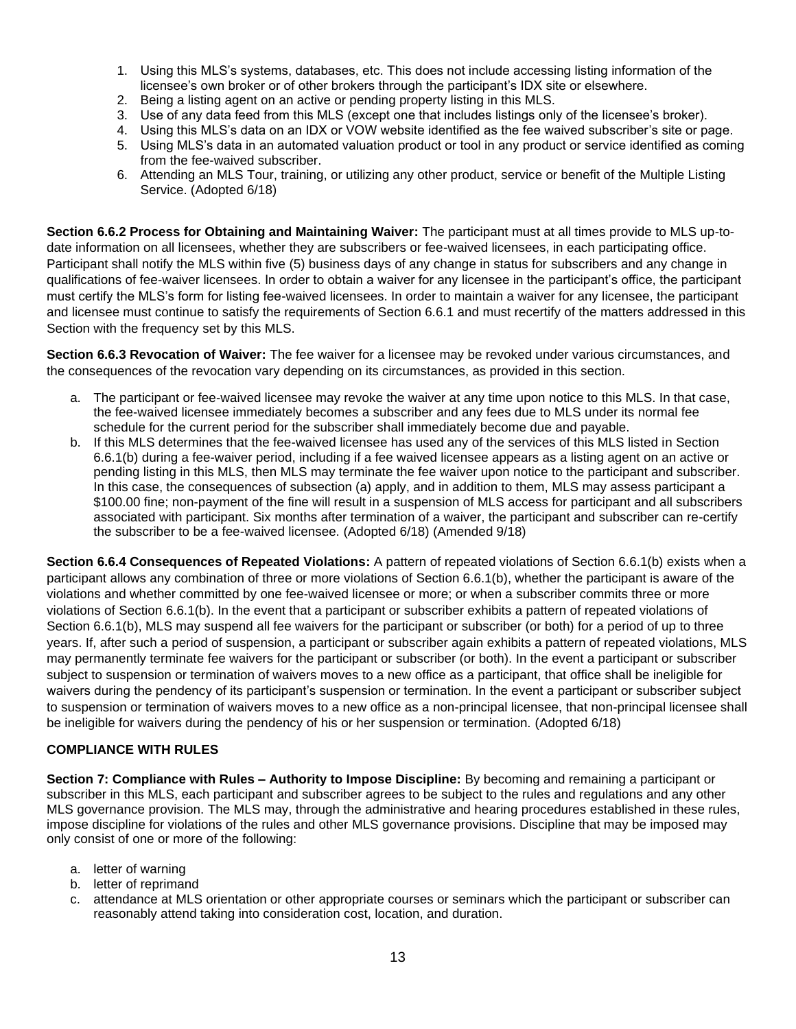1. Using this MLS's systems, databases, etc. This does not include accessing listing information of the licensee's own broker or of other brokers through the participant's IDX site or elsewhere.
2. Being a listing agent on an active or pending property listing in this MLS.
3. Use of any data feed from this MLS (except one that includes listings only of the licensee's broker).
4. Using this MLS's data on an IDX or VOW website identified as the fee waived subscriber's site or page.
5. Using MLS's data in an automated valuation product or tool in any product or service identified as coming from the fee-waived subscriber.
6. Attending an MLS Tour, training, or utilizing any other product, service or benefit of the Multiple Listing Service. (Adopted 6/18)

**Section 6.6.2 Process for Obtaining and Maintaining Waiver:** The participant must at all times provide to MLS up-to-date information on all licensees, whether they are subscribers or fee-waived licensees, in each participating office. Participant shall notify the MLS within five (5) business days of any change in status for subscribers and any change in qualifications of fee-waiver licensees. In order to obtain a waiver for any licensee in the participant's office, the participant must certify the MLS's form for listing fee-waived licensees. In order to maintain a waiver for any licensee, the participant and licensee must continue to satisfy the requirements of Section 6.6.1 and must recertify of the matters addressed in this Section with the frequency set by this MLS.

**Section 6.6.3 Revocation of Waiver:** The fee waiver for a licensee may be revoked under various circumstances, and the consequences of the revocation vary depending on its circumstances, as provided in this section.

a. The participant or fee-waived licensee may revoke the waiver at any time upon notice to this MLS. In that case, the fee-waived licensee immediately becomes a subscriber and any fees due to MLS under its normal fee schedule for the current period for the subscriber shall immediately become due and payable.
b. If this MLS determines that the fee-waived licensee has used any of the services of this MLS listed in Section 6.6.1(b) during a fee-waiver period, including if a fee waived licensee appears as a listing agent on an active or pending listing in this MLS, then MLS may terminate the fee waiver upon notice to the participant and subscriber. In this case, the consequences of subsection (a) apply, and in addition to them, MLS may assess participant a $100.00 fine; non-payment of the fine will result in a suspension of MLS access for participant and all subscribers associated with participant. Six months after termination of a waiver, the participant and subscriber can re-certify the subscriber to be a fee-waived licensee. (Adopted 6/18) (Amended 9/18)

**Section 6.6.4 Consequences of Repeated Violations:** A pattern of repeated violations of Section 6.6.1(b) exists when a participant allows any combination of three or more violations of Section 6.6.1(b), whether the participant is aware of the violations and whether committed by one fee-waived licensee or more; or when a subscriber commits three or more violations of Section 6.6.1(b). In the event that a participant or subscriber exhibits a pattern of repeated violations of Section 6.6.1(b), MLS may suspend all fee waivers for the participant or subscriber (or both) for a period of up to three years. If, after such a period of suspension, a participant or subscriber again exhibits a pattern of repeated violations, MLS may permanently terminate fee waivers for the participant or subscriber (or both). In the event a participant or subscriber subject to suspension or termination of waivers moves to a new office as a participant, that office shall be ineligible for waivers during the pendency of its participant's suspension or termination. In the event a participant or subscriber subject to suspension or termination of waivers moves to a new office as a non-principal licensee, that non-principal licensee shall be ineligible for waivers during the pendency of his or her suspension or termination. (Adopted 6/18)

## COMPLIANCE WITH RULES

**Section 7: Compliance with Rules – Authority to Impose Discipline:** By becoming and remaining a participant or subscriber in this MLS, each participant and subscriber agrees to be subject to the rules and regulations and any other MLS governance provision. The MLS may, through the administrative and hearing procedures established in these rules, impose discipline for violations of the rules and other MLS governance provisions. Discipline that may be imposed may only consist of one or more of the following:

a. letter of warning
b. letter of reprimand
c. attendance at MLS orientation or other appropriate courses or seminars which the participant or subscriber can reasonably attend taking into consideration cost, location, and duration.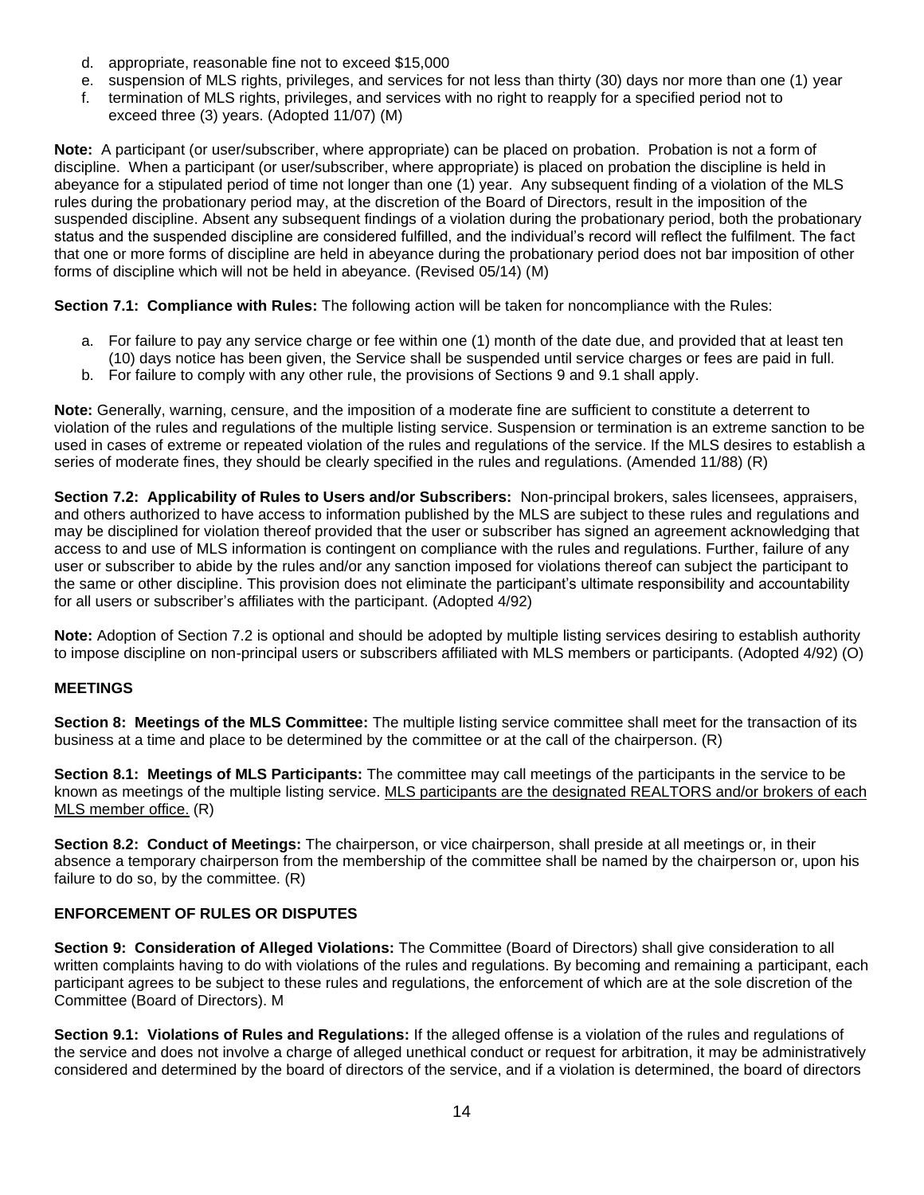d. appropriate, reasonable fine not to exceed $15,000
e. suspension of MLS rights, privileges, and services for not less than thirty (30) days nor more than one (1) year
f. termination of MLS rights, privileges, and services with no right to reapply for a specified period not to exceed three (3) years. (Adopted 11/07) (M)

**Note:** A participant (or user/subscriber, where appropriate) can be placed on probation. Probation is not a form of discipline. When a participant (or user/subscriber, where appropriate) is placed on probation the discipline is held in abeyance for a stipulated period of time not longer than one (1) year. Any subsequent finding of a violation of the MLS rules during the probationary period may, at the discretion of the Board of Directors, result in the imposition of the suspended discipline. Absent any subsequent findings of a violation during the probationary period, both the probationary status and the suspended discipline are considered fulfilled, and the individual's record will reflect the fulfilment. The fact that one or more forms of discipline are held in abeyance during the probationary period does not bar imposition of other forms of discipline which will not be held in abeyance. (Revised 05/14) (M)

**Section 7.1: Compliance with Rules:** The following action will be taken for noncompliance with the Rules:

a. For failure to pay any service charge or fee within one (1) month of the date due, and provided that at least ten (10) days notice has been given, the Service shall be suspended until service charges or fees are paid in full.
b. For failure to comply with any other rule, the provisions of Sections 9 and 9.1 shall apply.

**Note:** Generally, warning, censure, and the imposition of a moderate fine are sufficient to constitute a deterrent to violation of the rules and regulations of the multiple listing service. Suspension or termination is an extreme sanction to be used in cases of extreme or repeated violation of the rules and regulations of the service. If the MLS desires to establish a series of moderate fines, they should be clearly specified in the rules and regulations. (Amended 11/88) (R)

**Section 7.2: Applicability of Rules to Users and/or Subscribers:** Non-principal brokers, sales licensees, appraisers, and others authorized to have access to information published by the MLS are subject to these rules and regulations and may be disciplined for violation thereof provided that the user or subscriber has signed an agreement acknowledging that access to and use of MLS information is contingent on compliance with the rules and regulations. Further, failure of any user or subscriber to abide by the rules and/or any sanction imposed for violations thereof can subject the participant to the same or other discipline. This provision does not eliminate the participant's ultimate responsibility and accountability for all users or subscriber's affiliates with the participant. (Adopted 4/92)

**Note:** Adoption of Section 7.2 is optional and should be adopted by multiple listing services desiring to establish authority to impose discipline on non-principal users or subscribers affiliated with MLS members or participants. (Adopted 4/92) (O)

## MEETINGS

**Section 8: Meetings of the MLS Committee:** The multiple listing service committee shall meet for the transaction of its business at a time and place to be determined by the committee or at the call of the chairperson. (R)

**Section 8.1: Meetings of MLS Participants:** The committee may call meetings of the participants in the service to be known as meetings of the multiple listing service. <u>MLS participants are the designated REALTORS and/or brokers of each MLS member office.</u> (R)

**Section 8.2: Conduct of Meetings:** The chairperson, or vice chairperson, shall preside at all meetings or, in their absence a temporary chairperson from the membership of the committee shall be named by the chairperson or, upon his failure to do so, by the committee. (R)

## ENFORCEMENT OF RULES OR DISPUTES

**Section 9: Consideration of Alleged Violations:** The Committee (Board of Directors) shall give consideration to all written complaints having to do with violations of the rules and regulations. By becoming and remaining a participant, each participant agrees to be subject to these rules and regulations, the enforcement of which are at the sole discretion of the Committee (Board of Directors). M

**Section 9.1: Violations of Rules and Regulations:** If the alleged offense is a violation of the rules and regulations of the service and does not involve a charge of alleged unethical conduct or request for arbitration, it may be administratively considered and determined by the board of directors of the service, and if a violation is determined, the board of directors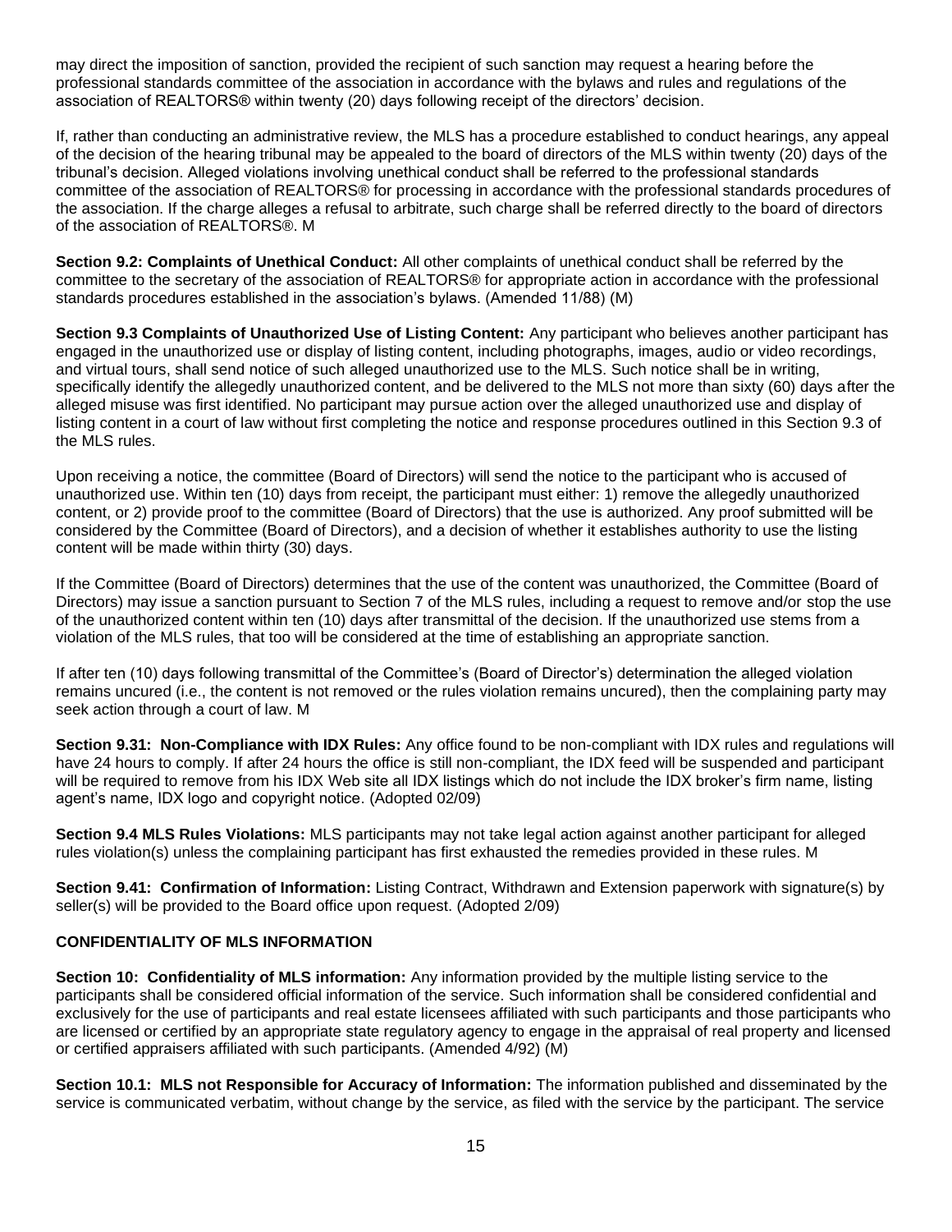may direct the imposition of sanction, provided the recipient of such sanction may request a hearing before the professional standards committee of the association in accordance with the bylaws and rules and regulations of the association of REALTORS® within twenty (20) days following receipt of the directors' decision.

If, rather than conducting an administrative review, the MLS has a procedure established to conduct hearings, any appeal of the decision of the hearing tribunal may be appealed to the board of directors of the MLS within twenty (20) days of the tribunal's decision. Alleged violations involving unethical conduct shall be referred to the professional standards committee of the association of REALTORS® for processing in accordance with the professional standards procedures of the association. If the charge alleges a refusal to arbitrate, such charge shall be referred directly to the board of directors of the association of REALTORS®. M

**Section 9.2: Complaints of Unethical Conduct:** All other complaints of unethical conduct shall be referred by the committee to the secretary of the association of REALTORS® for appropriate action in accordance with the professional standards procedures established in the association's bylaws. (Amended 11/88) (M)

**Section 9.3 Complaints of Unauthorized Use of Listing Content:** Any participant who believes another participant has engaged in the unauthorized use or display of listing content, including photographs, images, audio or video recordings, and virtual tours, shall send notice of such alleged unauthorized use to the MLS. Such notice shall be in writing, specifically identify the allegedly unauthorized content, and be delivered to the MLS not more than sixty (60) days after the alleged misuse was first identified. No participant may pursue action over the alleged unauthorized use and display of listing content in a court of law without first completing the notice and response procedures outlined in this Section 9.3 of the MLS rules.

Upon receiving a notice, the committee (Board of Directors) will send the notice to the participant who is accused of unauthorized use. Within ten (10) days from receipt, the participant must either: 1) remove the allegedly unauthorized content, or 2) provide proof to the committee (Board of Directors) that the use is authorized. Any proof submitted will be considered by the Committee (Board of Directors), and a decision of whether it establishes authority to use the listing content will be made within thirty (30) days.

If the Committee (Board of Directors) determines that the use of the content was unauthorized, the Committee (Board of Directors) may issue a sanction pursuant to Section 7 of the MLS rules, including a request to remove and/or stop the use of the unauthorized content within ten (10) days after transmittal of the decision. If the unauthorized use stems from a violation of the MLS rules, that too will be considered at the time of establishing an appropriate sanction.

If after ten (10) days following transmittal of the Committee's (Board of Director's) determination the alleged violation remains uncured (i.e., the content is not removed or the rules violation remains uncured), then the complaining party may seek action through a court of law. M

**Section 9.31: Non-Compliance with IDX Rules:** Any office found to be non-compliant with IDX rules and regulations will have 24 hours to comply. If after 24 hours the office is still non-compliant, the IDX feed will be suspended and participant will be required to remove from his IDX Web site all IDX listings which do not include the IDX broker's firm name, listing agent's name, IDX logo and copyright notice. (Adopted 02/09)

**Section 9.4 MLS Rules Violations:** MLS participants may not take legal action against another participant for alleged rules violation(s) unless the complaining participant has first exhausted the remedies provided in these rules. M

**Section 9.41: Confirmation of Information:** Listing Contract, Withdrawn and Extension paperwork with signature(s) by seller(s) will be provided to the Board office upon request. (Adopted 2/09)

**CONFIDENTIALITY OF MLS INFORMATION**

**Section 10: Confidentiality of MLS information:** Any information provided by the multiple listing service to the participants shall be considered official information of the service. Such information shall be considered confidential and exclusively for the use of participants and real estate licensees affiliated with such participants and those participants who are licensed or certified by an appropriate state regulatory agency to engage in the appraisal of real property and licensed or certified appraisers affiliated with such participants. (Amended 4/92) (M)

**Section 10.1: MLS not Responsible for Accuracy of Information:** The information published and disseminated by the service is communicated verbatim, without change by the service, as filed with the service by the participant. The service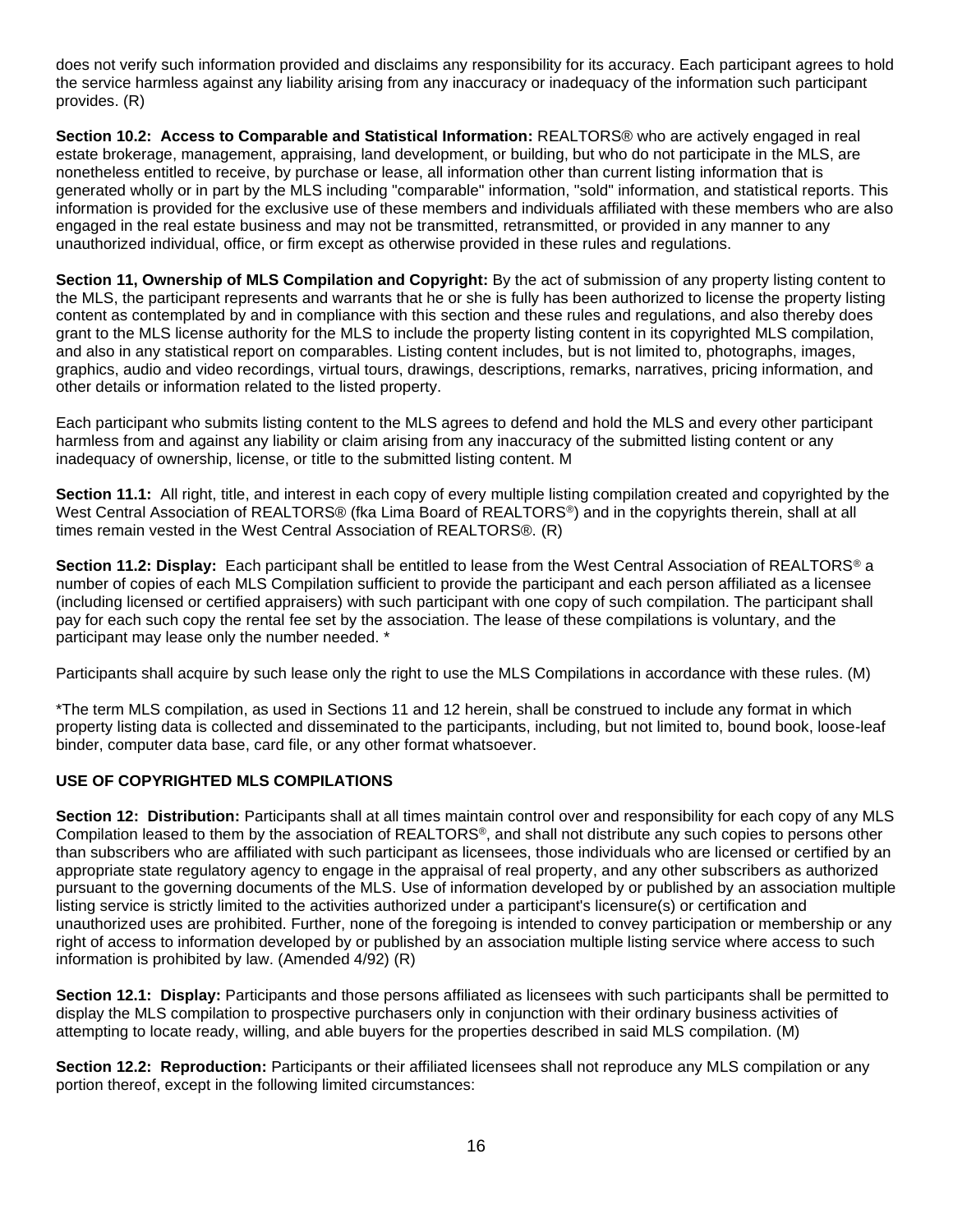does not verify such information provided and disclaims any responsibility for its accuracy. Each participant agrees to hold the service harmless against any liability arising from any inaccuracy or inadequacy of the information such participant provides. (R)

**Section 10.2: Access to Comparable and Statistical Information:** REALTORS® who are actively engaged in real estate brokerage, management, appraising, land development, or building, but who do not participate in the MLS, are nonetheless entitled to receive, by purchase or lease, all information other than current listing information that is generated wholly or in part by the MLS including "comparable" information, "sold" information, and statistical reports. This information is provided for the exclusive use of these members and individuals affiliated with these members who are also engaged in the real estate business and may not be transmitted, retransmitted, or provided in any manner to any unauthorized individual, office, or firm except as otherwise provided in these rules and regulations.

**Section 11, Ownership of MLS Compilation and Copyright:** By the act of submission of any property listing content to the MLS, the participant represents and warrants that he or she is fully has been authorized to license the property listing content as contemplated by and in compliance with this section and these rules and regulations, and also thereby does grant to the MLS license authority for the MLS to include the property listing content in its copyrighted MLS compilation, and also in any statistical report on comparables. Listing content includes, but is not limited to, photographs, images, graphics, audio and video recordings, virtual tours, drawings, descriptions, remarks, narratives, pricing information, and other details or information related to the listed property.

Each participant who submits listing content to the MLS agrees to defend and hold the MLS and every other participant harmless from and against any liability or claim arising from any inaccuracy of the submitted listing content or any inadequacy of ownership, license, or title to the submitted listing content. M

**Section 11.1:** All right, title, and interest in each copy of every multiple listing compilation created and copyrighted by the West Central Association of REALTORS® (fka Lima Board of REALTORS®) and in the copyrights therein, shall at all times remain vested in the West Central Association of REALTORS®. (R)

**Section 11.2: Display:** Each participant shall be entitled to lease from the West Central Association of REALTORS® a number of copies of each MLS Compilation sufficient to provide the participant and each person affiliated as a licensee (including licensed or certified appraisers) with such participant with one copy of such compilation. The participant shall pay for each such copy the rental fee set by the association. The lease of these compilations is voluntary, and the participant may lease only the number needed. *

Participants shall acquire by such lease only the right to use the MLS Compilations in accordance with these rules. (M)

*The term MLS compilation, as used in Sections 11 and 12 herein, shall be construed to include any format in which property listing data is collected and disseminated to the participants, including, but not limited to, bound book, loose-leaf binder, computer data base, card file, or any other format whatsoever.

**USE OF COPYRIGHTED MLS COMPILATIONS**

**Section 12: Distribution:** Participants shall at all times maintain control over and responsibility for each copy of any MLS Compilation leased to them by the association of REALTORS®, and shall not distribute any such copies to persons other than subscribers who are affiliated with such participant as licensees, those individuals who are licensed or certified by an appropriate state regulatory agency to engage in the appraisal of real property, and any other subscribers as authorized pursuant to the governing documents of the MLS. Use of information developed by or published by an association multiple listing service is strictly limited to the activities authorized under a participant's licensure(s) or certification and unauthorized uses are prohibited. Further, none of the foregoing is intended to convey participation or membership or any right of access to information developed by or published by an association multiple listing service where access to such information is prohibited by law. (Amended 4/92) (R)

**Section 12.1: Display:** Participants and those persons affiliated as licensees with such participants shall be permitted to display the MLS compilation to prospective purchasers only in conjunction with their ordinary business activities of attempting to locate ready, willing, and able buyers for the properties described in said MLS compilation. (M)

**Section 12.2: Reproduction:** Participants or their affiliated licensees shall not reproduce any MLS compilation or any portion thereof, except in the following limited circumstances: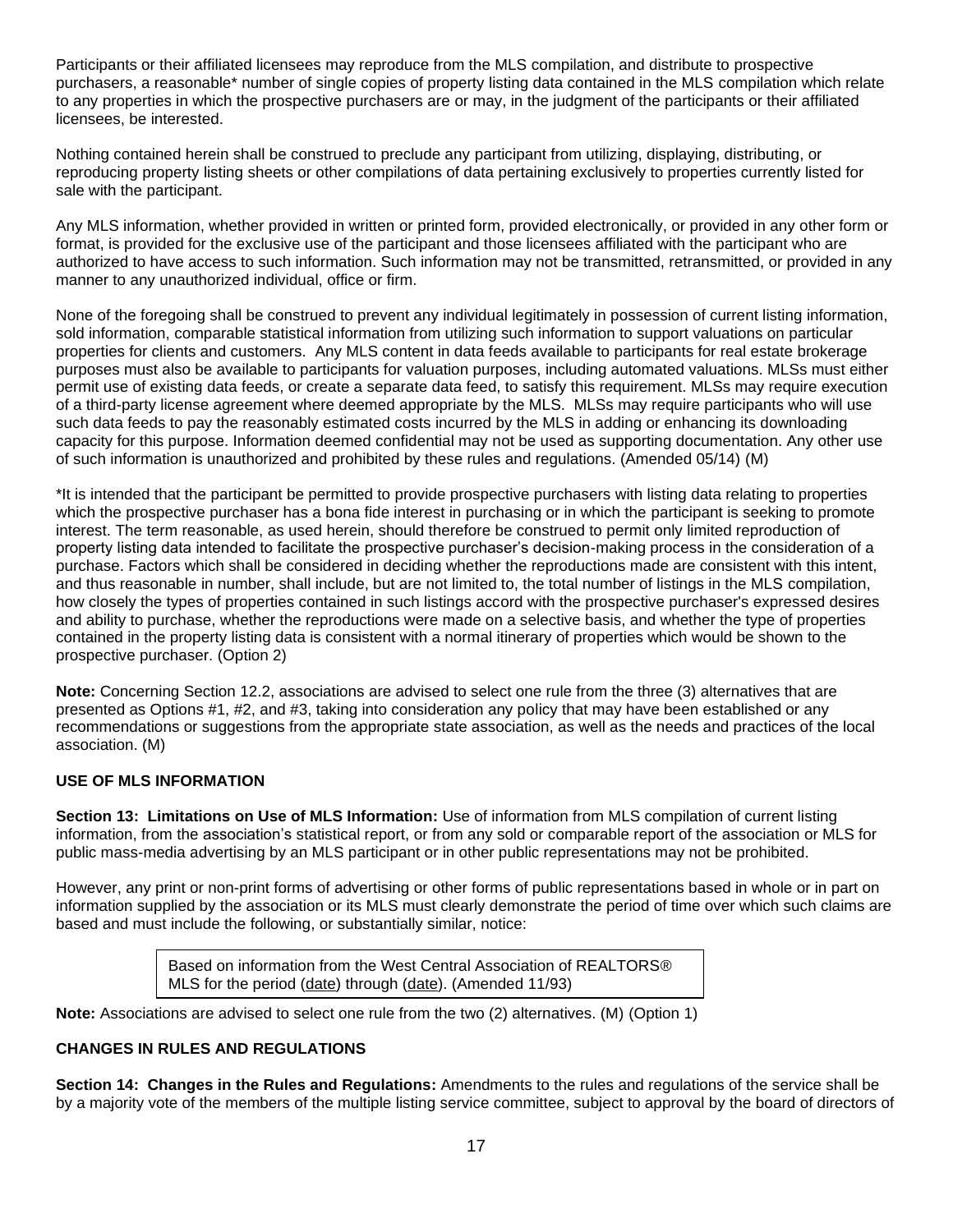Participants or their affiliated licensees may reproduce from the MLS compilation, and distribute to prospective purchasers, a reasonable* number of single copies of property listing data contained in the MLS compilation which relate to any properties in which the prospective purchasers are or may, in the judgment of the participants or their affiliated licensees, be interested.

Nothing contained herein shall be construed to preclude any participant from utilizing, displaying, distributing, or reproducing property listing sheets or other compilations of data pertaining exclusively to properties currently listed for sale with the participant.

Any MLS information, whether provided in written or printed form, provided electronically, or provided in any other form or format, is provided for the exclusive use of the participant and those licensees affiliated with the participant who are authorized to have access to such information. Such information may not be transmitted, retransmitted, or provided in any manner to any unauthorized individual, office or firm.

None of the foregoing shall be construed to prevent any individual legitimately in possession of current listing information, sold information, comparable statistical information from utilizing such information to support valuations on particular properties for clients and customers. Any MLS content in data feeds available to participants for real estate brokerage purposes must also be available to participants for valuation purposes, including automated valuations. MLSs must either permit use of existing data feeds, or create a separate data feed, to satisfy this requirement. MLSs may require execution of a third-party license agreement where deemed appropriate by the MLS. MLSs may require participants who will use such data feeds to pay the reasonably estimated costs incurred by the MLS in adding or enhancing its downloading capacity for this purpose. Information deemed confidential may not be used as supporting documentation. Any other use of such information is unauthorized and prohibited by these rules and regulations. (Amended 05/14) (M)

*It is intended that the participant be permitted to provide prospective purchasers with listing data relating to properties which the prospective purchaser has a bona fide interest in purchasing or in which the participant is seeking to promote interest. The term reasonable, as used herein, should therefore be construed to permit only limited reproduction of property listing data intended to facilitate the prospective purchaser's decision-making process in the consideration of a purchase. Factors which shall be considered in deciding whether the reproductions made are consistent with this intent, and thus reasonable in number, shall include, but are not limited to, the total number of listings in the MLS compilation, how closely the types of properties contained in such listings accord with the prospective purchaser's expressed desires and ability to purchase, whether the reproductions were made on a selective basis, and whether the type of properties contained in the property listing data is consistent with a normal itinerary of properties which would be shown to the prospective purchaser. (Option 2)

**Note:** Concerning Section 12.2, associations are advised to select one rule from the three (3) alternatives that are presented as Options #1, #2, and #3, taking into consideration any policy that may have been established or any recommendations or suggestions from the appropriate state association, as well as the needs and practices of the local association. (M)

## USE OF MLS INFORMATION

**Section 13: Limitations on Use of MLS Information:** Use of information from MLS compilation of current listing information, from the association's statistical report, or from any sold or comparable report of the association or MLS for public mass-media advertising by an MLS participant or in other public representations may not be prohibited.

However, any print or non-print forms of advertising or other forms of public representations based in whole or in part on information supplied by the association or its MLS must clearly demonstrate the period of time over which such claims are based and must include the following, or substantially similar, notice:

> Based on information from the West Central Association of REALTORS® MLS for the period (date) through (date). (Amended 11/93)

**Note:** Associations are advised to select one rule from the two (2) alternatives. (M) (Option 1)

## CHANGES IN RULES AND REGULATIONS

**Section 14: Changes in the Rules and Regulations:** Amendments to the rules and regulations of the service shall be by a majority vote of the members of the multiple listing service committee, subject to approval by the board of directors of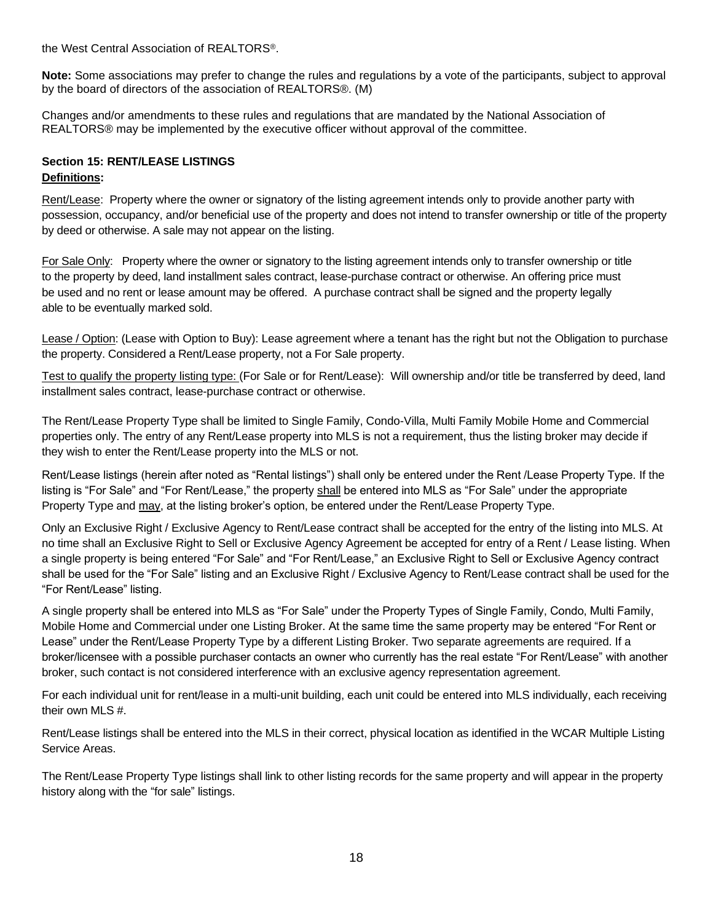the West Central Association of REALTORS®.

**Note:** Some associations may prefer to change the rules and regulations by a vote of the participants, subject to approval by the board of directors of the association of REALTORS®. (M)

Changes and/or amendments to these rules and regulations that are mandated by the National Association of REALTORS® may be implemented by the executive officer without approval of the committee.

## Section 15: RENT/LEASE LISTINGS

**Definitions:**

Rent/Lease: Property where the owner or signatory of the listing agreement intends only to provide another party with possession, occupancy, and/or beneficial use of the property and does not intend to transfer ownership or title of the property by deed or otherwise. A sale may not appear on the listing.

For Sale Only: Property where the owner or signatory to the listing agreement intends only to transfer ownership or title to the property by deed, land installment sales contract, lease-purchase contract or otherwise. An offering price must be used and no rent or lease amount may be offered. A purchase contract shall be signed and the property legally able to be eventually marked sold.

Lease / Option: (Lease with Option to Buy): Lease agreement where a tenant has the right but not the Obligation to purchase the property. Considered a Rent/Lease property, not a For Sale property.

Test to qualify the property listing type: (For Sale or for Rent/Lease): Will ownership and/or title be transferred by deed, land installment sales contract, lease-purchase contract or otherwise.

The Rent/Lease Property Type shall be limited to Single Family, Condo-Villa, Multi Family Mobile Home and Commercial properties only. The entry of any Rent/Lease property into MLS is not a requirement, thus the listing broker may decide if they wish to enter the Rent/Lease property into the MLS or not.

Rent/Lease listings (herein after noted as "Rental listings") shall only be entered under the Rent /Lease Property Type. If the listing is "For Sale" and "For Rent/Lease," the property shall be entered into MLS as "For Sale" under the appropriate Property Type and may, at the listing broker's option, be entered under the Rent/Lease Property Type.

Only an Exclusive Right / Exclusive Agency to Rent/Lease contract shall be accepted for the entry of the listing into MLS. At no time shall an Exclusive Right to Sell or Exclusive Agency Agreement be accepted for entry of a Rent / Lease listing. When a single property is being entered "For Sale" and "For Rent/Lease," an Exclusive Right to Sell or Exclusive Agency contract shall be used for the "For Sale" listing and an Exclusive Right / Exclusive Agency to Rent/Lease contract shall be used for the "For Rent/Lease" listing.

A single property shall be entered into MLS as "For Sale" under the Property Types of Single Family, Condo, Multi Family, Mobile Home and Commercial under one Listing Broker. At the same time the same property may be entered "For Rent or Lease" under the Rent/Lease Property Type by a different Listing Broker. Two separate agreements are required. If a broker/licensee with a possible purchaser contacts an owner who currently has the real estate "For Rent/Lease" with another broker, such contact is not considered interference with an exclusive agency representation agreement.

For each individual unit for rent/lease in a multi-unit building, each unit could be entered into MLS individually, each receiving their own MLS #.

Rent/Lease listings shall be entered into the MLS in their correct, physical location as identified in the WCAR Multiple Listing Service Areas.

The Rent/Lease Property Type listings shall link to other listing records for the same property and will appear in the property history along with the "for sale" listings.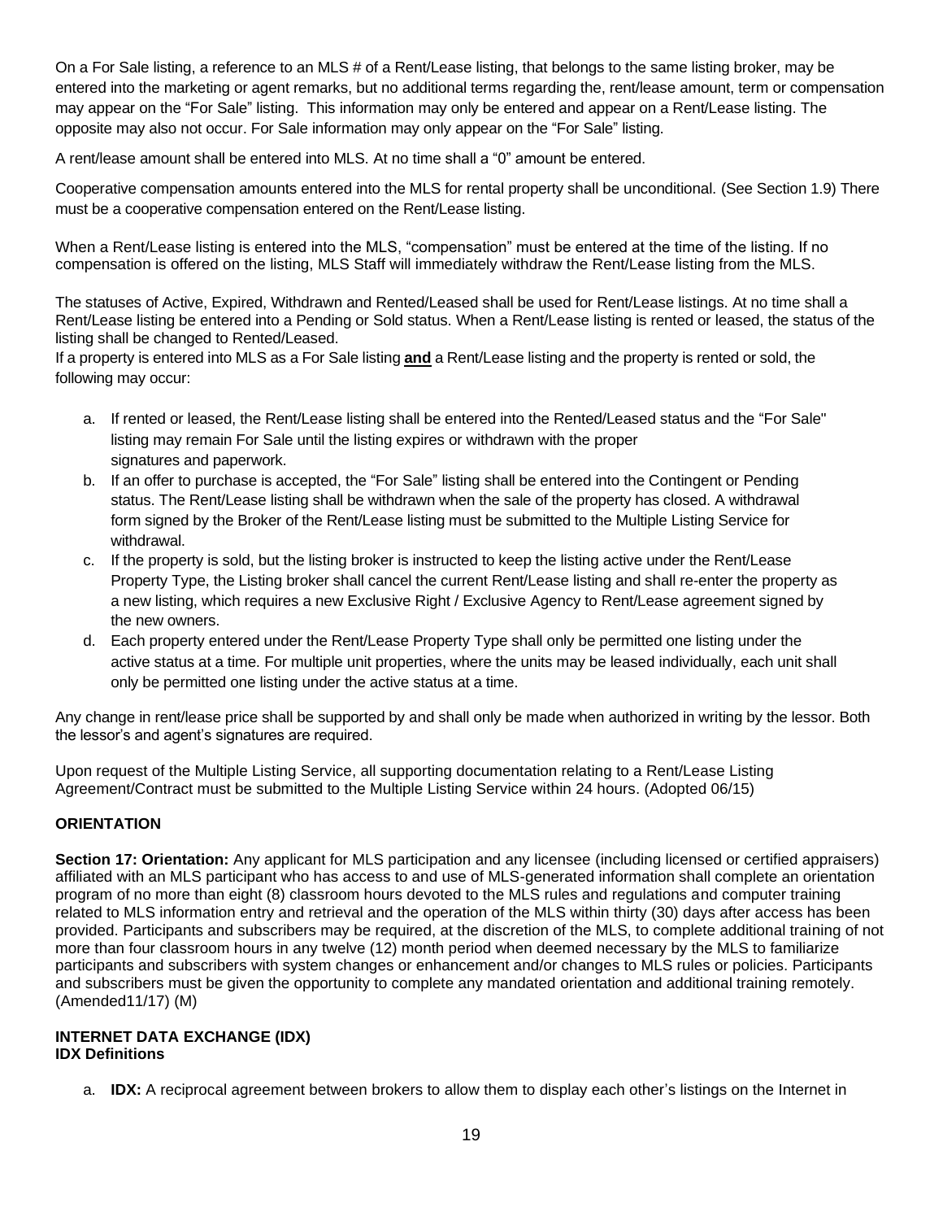On a For Sale listing, a reference to an MLS # of a Rent/Lease listing, that belongs to the same listing broker, may be entered into the marketing or agent remarks, but no additional terms regarding the, rent/lease amount, term or compensation may appear on the "For Sale" listing. This information may only be entered and appear on a Rent/Lease listing. The opposite may also not occur. For Sale information may only appear on the "For Sale" listing.

A rent/lease amount shall be entered into MLS. At no time shall a "0" amount be entered.

Cooperative compensation amounts entered into the MLS for rental property shall be unconditional. (See Section 1.9) There must be a cooperative compensation entered on the Rent/Lease listing.

When a Rent/Lease listing is entered into the MLS, "compensation" must be entered at the time of the listing. If no compensation is offered on the listing, MLS Staff will immediately withdraw the Rent/Lease listing from the MLS.

The statuses of Active, Expired, Withdrawn and Rented/Leased shall be used for Rent/Lease listings. At no time shall a Rent/Lease listing be entered into a Pending or Sold status. When a Rent/Lease listing is rented or leased, the status of the listing shall be changed to Rented/Leased.
If a property is entered into MLS as a For Sale listing **and** a Rent/Lease listing and the property is rented or sold, the following may occur:

a. If rented or leased, the Rent/Lease listing shall be entered into the Rented/Leased status and the "For Sale" listing may remain For Sale until the listing expires or withdrawn with the proper signatures and paperwork.
b. If an offer to purchase is accepted, the "For Sale" listing shall be entered into the Contingent or Pending status. The Rent/Lease listing shall be withdrawn when the sale of the property has closed. A withdrawal form signed by the Broker of the Rent/Lease listing must be submitted to the Multiple Listing Service for withdrawal.
c. If the property is sold, but the listing broker is instructed to keep the listing active under the Rent/Lease Property Type, the Listing broker shall cancel the current Rent/Lease listing and shall re-enter the property as a new listing, which requires a new Exclusive Right / Exclusive Agency to Rent/Lease agreement signed by the new owners.
d. Each property entered under the Rent/Lease Property Type shall only be permitted one listing under the active status at a time. For multiple unit properties, where the units may be leased individually, each unit shall only be permitted one listing under the active status at a time.

Any change in rent/lease price shall be supported by and shall only be made when authorized in writing by the lessor. Both the lessor's and agent's signatures are required.

Upon request of the Multiple Listing Service, all supporting documentation relating to a Rent/Lease Listing Agreement/Contract must be submitted to the Multiple Listing Service within 24 hours. (Adopted 06/15)

## ORIENTATION

**Section 17: Orientation:** Any applicant for MLS participation and any licensee (including licensed or certified appraisers) affiliated with an MLS participant who has access to and use of MLS-generated information shall complete an orientation program of no more than eight (8) classroom hours devoted to the MLS rules and regulations and computer training related to MLS information entry and retrieval and the operation of the MLS within thirty (30) days after access has been provided. Participants and subscribers may be required, at the discretion of the MLS, to complete additional training of not more than four classroom hours in any twelve (12) month period when deemed necessary by the MLS to familiarize participants and subscribers with system changes or enhancement and/or changes to MLS rules or policies. Participants and subscribers must be given the opportunity to complete any mandated orientation and additional training remotely. (Amended11/17) (M)

## INTERNET DATA EXCHANGE (IDX)
### IDX Definitions

a. **IDX:** A reciprocal agreement between brokers to allow them to display each other's listings on the Internet in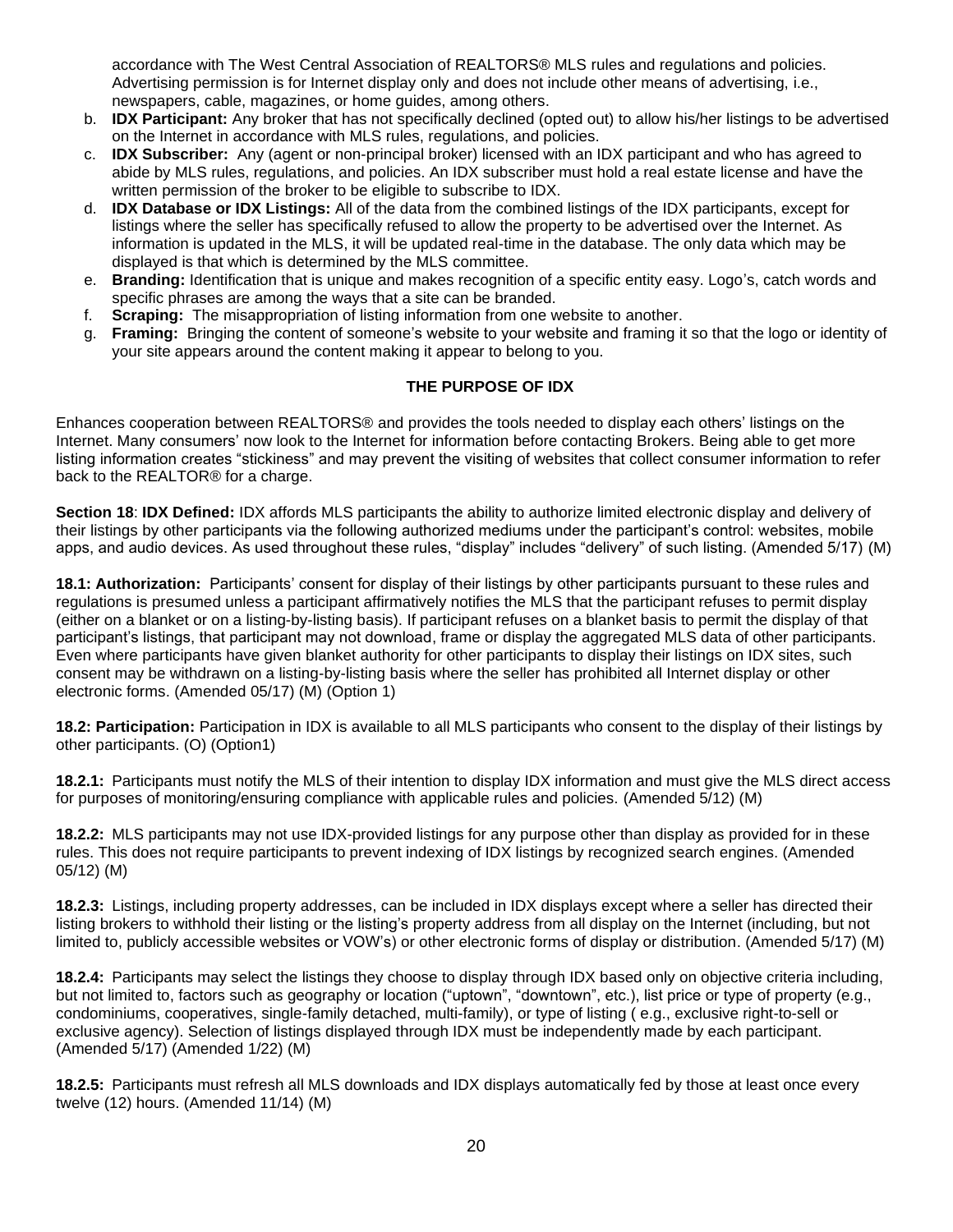accordance with The West Central Association of REALTORS® MLS rules and regulations and policies. Advertising permission is for Internet display only and does not include other means of advertising, i.e., newspapers, cable, magazines, or home guides, among others.

b. **IDX Participant:** Any broker that has not specifically declined (opted out) to allow his/her listings to be advertised on the Internet in accordance with MLS rules, regulations, and policies.
c. **IDX Subscriber:** Any (agent or non-principal broker) licensed with an IDX participant and who has agreed to abide by MLS rules, regulations, and policies. An IDX subscriber must hold a real estate license and have the written permission of the broker to be eligible to subscribe to IDX.
d. **IDX Database or IDX Listings:** All of the data from the combined listings of the IDX participants, except for listings where the seller has specifically refused to allow the property to be advertised over the Internet. As information is updated in the MLS, it will be updated real-time in the database. The only data which may be displayed is that which is determined by the MLS committee.
e. **Branding:** Identification that is unique and makes recognition of a specific entity easy. Logo's, catch words and specific phrases are among the ways that a site can be branded.
f. **Scraping:** The misappropriation of listing information from one website to another.
g. **Framing:** Bringing the content of someone's website to your website and framing it so that the logo or identity of your site appears around the content making it appear to belong to you.

### THE PURPOSE OF IDX

Enhances cooperation between REALTORS® and provides the tools needed to display each others' listings on the Internet. Many consumers' now look to the Internet for information before contacting Brokers. Being able to get more listing information creates "stickiness" and may prevent the visiting of websites that collect consumer information to refer back to the REALTOR® for a charge.

**Section 18**: **IDX Defined:** IDX affords MLS participants the ability to authorize limited electronic display and delivery of their listings by other participants via the following authorized mediums under the participant's control: websites, mobile apps, and audio devices. As used throughout these rules, "display" includes "delivery" of such listing. (Amended 5/17) (M)

**18.1: Authorization:** Participants' consent for display of their listings by other participants pursuant to these rules and regulations is presumed unless a participant affirmatively notifies the MLS that the participant refuses to permit display (either on a blanket or on a listing-by-listing basis). If participant refuses on a blanket basis to permit the display of that participant's listings, that participant may not download, frame or display the aggregated MLS data of other participants. Even where participants have given blanket authority for other participants to display their listings on IDX sites, such consent may be withdrawn on a listing-by-listing basis where the seller has prohibited all Internet display or other electronic forms. (Amended 05/17) (M) (Option 1)

**18.2: Participation:** Participation in IDX is available to all MLS participants who consent to the display of their listings by other participants. (O) (Option1)

**18.2.1:** Participants must notify the MLS of their intention to display IDX information and must give the MLS direct access for purposes of monitoring/ensuring compliance with applicable rules and policies. (Amended 5/12) (M)

**18.2.2:** MLS participants may not use IDX-provided listings for any purpose other than display as provided for in these rules. This does not require participants to prevent indexing of IDX listings by recognized search engines. (Amended 05/12) (M)

**18.2.3:** Listings, including property addresses, can be included in IDX displays except where a seller has directed their listing brokers to withhold their listing or the listing's property address from all display on the Internet (including, but not limited to, publicly accessible websites or VOW's) or other electronic forms of display or distribution. (Amended 5/17) (M)

**18.2.4:** Participants may select the listings they choose to display through IDX based only on objective criteria including, but not limited to, factors such as geography or location ("uptown", "downtown", etc.), list price or type of property (e.g., condominiums, cooperatives, single-family detached, multi-family), or type of listing ( e.g., exclusive right-to-sell or exclusive agency). Selection of listings displayed through IDX must be independently made by each participant. (Amended 5/17) (Amended 1/22) (M)

**18.2.5:** Participants must refresh all MLS downloads and IDX displays automatically fed by those at least once every twelve (12) hours. (Amended 11/14) (M)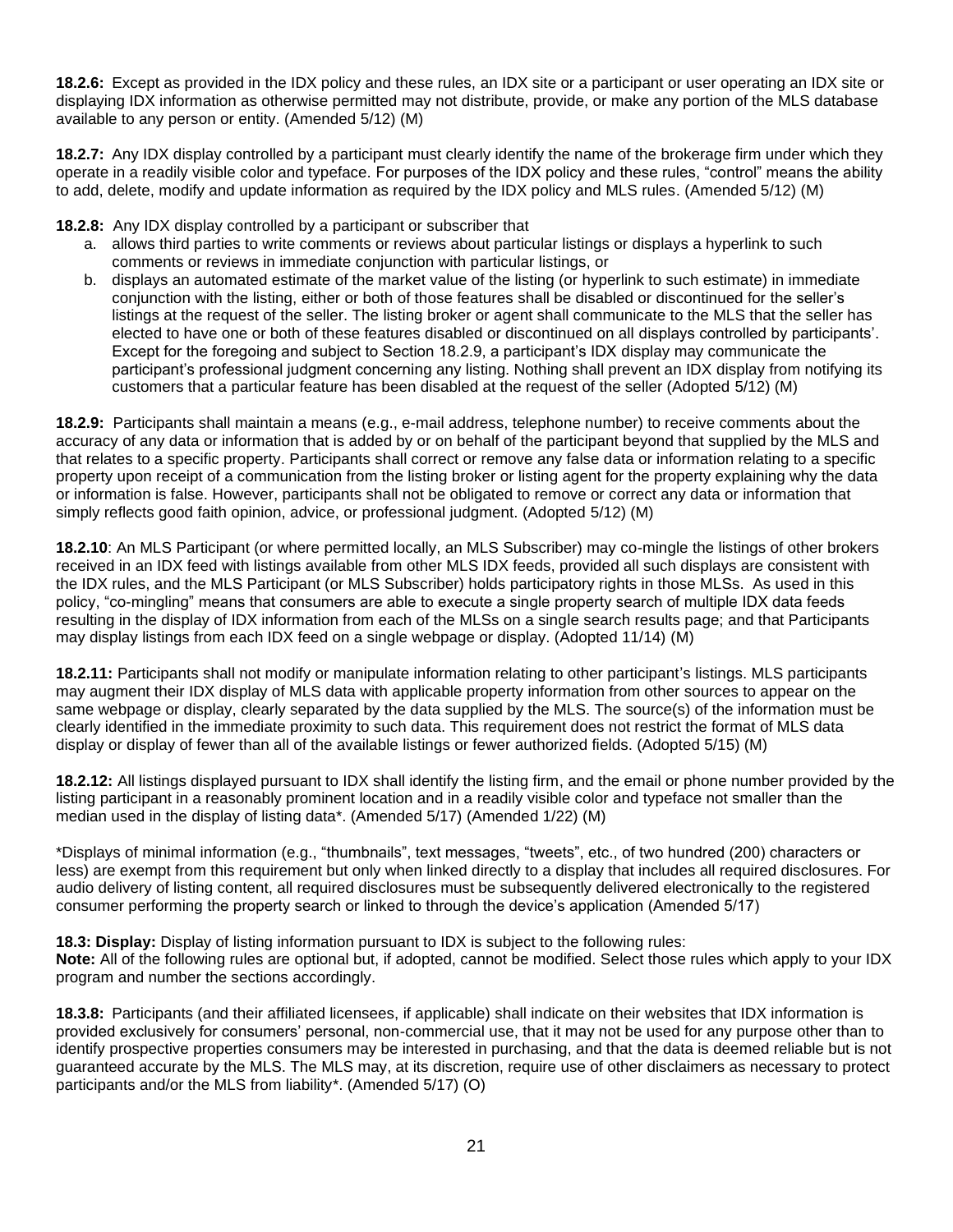**18.2.6:** Except as provided in the IDX policy and these rules, an IDX site or a participant or user operating an IDX site or displaying IDX information as otherwise permitted may not distribute, provide, or make any portion of the MLS database available to any person or entity. (Amended 5/12) (M)

**18.2.7:** Any IDX display controlled by a participant must clearly identify the name of the brokerage firm under which they operate in a readily visible color and typeface. For purposes of the IDX policy and these rules, "control" means the ability to add, delete, modify and update information as required by the IDX policy and MLS rules. (Amended 5/12) (M)

**18.2.8:** Any IDX display controlled by a participant or subscriber that

a. allows third parties to write comments or reviews about particular listings or displays a hyperlink to such comments or reviews in immediate conjunction with particular listings, or
b. displays an automated estimate of the market value of the listing (or hyperlink to such estimate) in immediate conjunction with the listing, either or both of those features shall be disabled or discontinued for the seller's listings at the request of the seller. The listing broker or agent shall communicate to the MLS that the seller has elected to have one or both of these features disabled or discontinued on all displays controlled by participants'. Except for the foregoing and subject to Section 18.2.9, a participant's IDX display may communicate the participant's professional judgment concerning any listing. Nothing shall prevent an IDX display from notifying its customers that a particular feature has been disabled at the request of the seller (Adopted 5/12) (M)

**18.2.9:** Participants shall maintain a means (e.g., e-mail address, telephone number) to receive comments about the accuracy of any data or information that is added by or on behalf of the participant beyond that supplied by the MLS and that relates to a specific property. Participants shall correct or remove any false data or information relating to a specific property upon receipt of a communication from the listing broker or listing agent for the property explaining why the data or information is false. However, participants shall not be obligated to remove or correct any data or information that simply reflects good faith opinion, advice, or professional judgment. (Adopted 5/12) (M)

**18.2.10**: An MLS Participant (or where permitted locally, an MLS Subscriber) may co-mingle the listings of other brokers received in an IDX feed with listings available from other MLS IDX feeds, provided all such displays are consistent with the IDX rules, and the MLS Participant (or MLS Subscriber) holds participatory rights in those MLSs. As used in this policy, "co-mingling" means that consumers are able to execute a single property search of multiple IDX data feeds resulting in the display of IDX information from each of the MLSs on a single search results page; and that Participants may display listings from each IDX feed on a single webpage or display. (Adopted 11/14) (M)

**18.2.11:** Participants shall not modify or manipulate information relating to other participant's listings. MLS participants may augment their IDX display of MLS data with applicable property information from other sources to appear on the same webpage or display, clearly separated by the data supplied by the MLS. The source(s) of the information must be clearly identified in the immediate proximity to such data. This requirement does not restrict the format of MLS data display or display of fewer than all of the available listings or fewer authorized fields. (Adopted 5/15) (M)

**18.2.12:** All listings displayed pursuant to IDX shall identify the listing firm, and the email or phone number provided by the listing participant in a reasonably prominent location and in a readily visible color and typeface not smaller than the median used in the display of listing data*. (Amended 5/17) (Amended 1/22) (M)

*Displays of minimal information (e.g., "thumbnails", text messages, "tweets", etc., of two hundred (200) characters or less) are exempt from this requirement but only when linked directly to a display that includes all required disclosures. For audio delivery of listing content, all required disclosures must be subsequently delivered electronically to the registered consumer performing the property search or linked to through the device's application (Amended 5/17)

**18.3: Display:** Display of listing information pursuant to IDX is subject to the following rules:
**Note:** All of the following rules are optional but, if adopted, cannot be modified. Select those rules which apply to your IDX program and number the sections accordingly.

**18.3.8:** Participants (and their affiliated licensees, if applicable) shall indicate on their websites that IDX information is provided exclusively for consumers' personal, non-commercial use, that it may not be used for any purpose other than to identify prospective properties consumers may be interested in purchasing, and that the data is deemed reliable but is not guaranteed accurate by the MLS. The MLS may, at its discretion, require use of other disclaimers as necessary to protect participants and/or the MLS from liability*. (Amended 5/17) (O)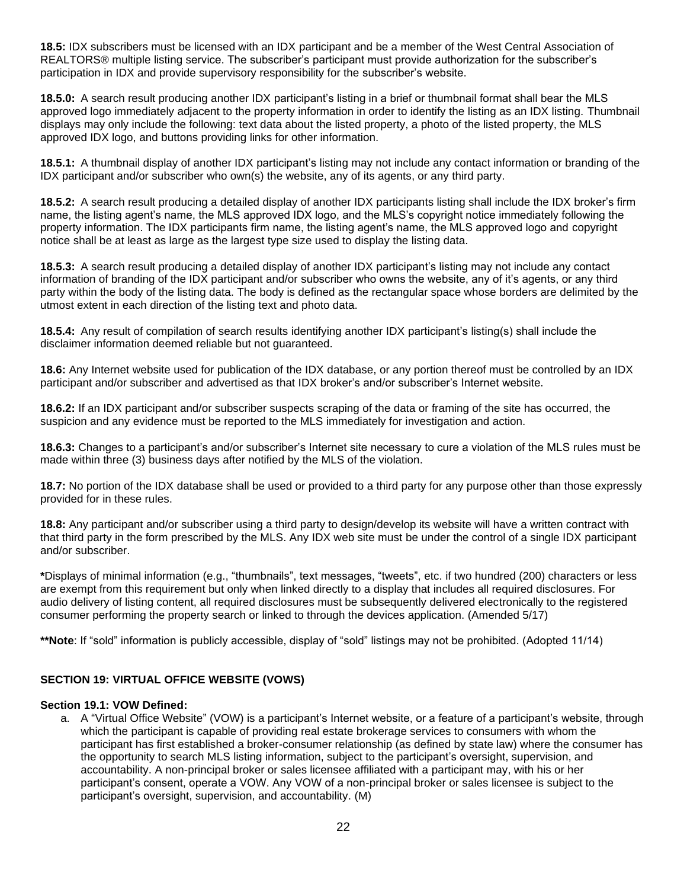**18.5:** IDX subscribers must be licensed with an IDX participant and be a member of the West Central Association of REALTORS® multiple listing service. The subscriber's participant must provide authorization for the subscriber's participation in IDX and provide supervisory responsibility for the subscriber's website.

**18.5.0:** A search result producing another IDX participant's listing in a brief or thumbnail format shall bear the MLS approved logo immediately adjacent to the property information in order to identify the listing as an IDX listing. Thumbnail displays may only include the following: text data about the listed property, a photo of the listed property, the MLS approved IDX logo, and buttons providing links for other information.

**18.5.1:** A thumbnail display of another IDX participant's listing may not include any contact information or branding of the IDX participant and/or subscriber who own(s) the website, any of its agents, or any third party.

**18.5.2:** A search result producing a detailed display of another IDX participants listing shall include the IDX broker's firm name, the listing agent's name, the MLS approved IDX logo, and the MLS's copyright notice immediately following the property information. The IDX participants firm name, the listing agent's name, the MLS approved logo and copyright notice shall be at least as large as the largest type size used to display the listing data.

**18.5.3:** A search result producing a detailed display of another IDX participant's listing may not include any contact information of branding of the IDX participant and/or subscriber who owns the website, any of it's agents, or any third party within the body of the listing data. The body is defined as the rectangular space whose borders are delimited by the utmost extent in each direction of the listing text and photo data.

**18.5.4:** Any result of compilation of search results identifying another IDX participant's listing(s) shall include the disclaimer information deemed reliable but not guaranteed.

**18.6:** Any Internet website used for publication of the IDX database, or any portion thereof must be controlled by an IDX participant and/or subscriber and advertised as that IDX broker's and/or subscriber's Internet website.

**18.6.2:** If an IDX participant and/or subscriber suspects scraping of the data or framing of the site has occurred, the suspicion and any evidence must be reported to the MLS immediately for investigation and action.

**18.6.3:** Changes to a participant's and/or subscriber's Internet site necessary to cure a violation of the MLS rules must be made within three (3) business days after notified by the MLS of the violation.

**18.7:** No portion of the IDX database shall be used or provided to a third party for any purpose other than those expressly provided for in these rules.

**18.8:** Any participant and/or subscriber using a third party to design/develop its website will have a written contract with that third party in the form prescribed by the MLS. Any IDX web site must be under the control of a single IDX participant and/or subscriber.

**\***Displays of minimal information (e.g., "thumbnails", text messages, "tweets", etc. if two hundred (200) characters or less are exempt from this requirement but only when linked directly to a display that includes all required disclosures. For audio delivery of listing content, all required disclosures must be subsequently delivered electronically to the registered consumer performing the property search or linked to through the devices application. (Amended 5/17)

**\*\*Note**: If "sold" information is publicly accessible, display of "sold" listings may not be prohibited. (Adopted 11/14)

## SECTION 19: VIRTUAL OFFICE WEBSITE (VOWS)

### Section 19.1: VOW Defined:

a. A "Virtual Office Website" (VOW) is a participant's Internet website, or a feature of a participant's website, through which the participant is capable of providing real estate brokerage services to consumers with whom the participant has first established a broker-consumer relationship (as defined by state law) where the consumer has the opportunity to search MLS listing information, subject to the participant's oversight, supervision, and accountability. A non-principal broker or sales licensee affiliated with a participant may, with his or her participant's consent, operate a VOW. Any VOW of a non-principal broker or sales licensee is subject to the participant's oversight, supervision, and accountability. (M)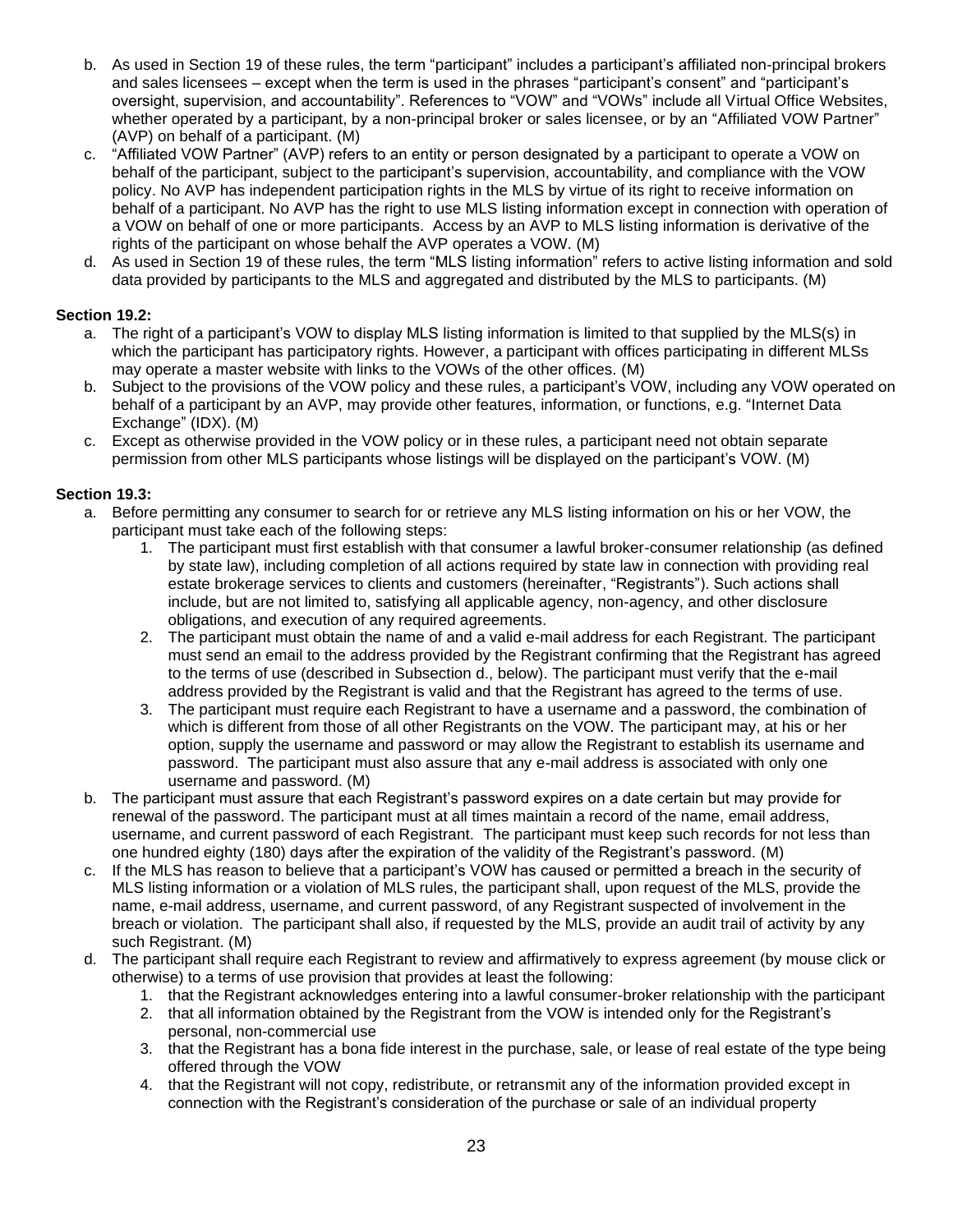b. As used in Section 19 of these rules, the term “participant” includes a participant’s affiliated non-principal brokers and sales licensees – except when the term is used in the phrases “participant’s consent” and “participant’s oversight, supervision, and accountability”. References to “VOW” and “VOWs” include all Virtual Office Websites, whether operated by a participant, by a non-principal broker or sales licensee, or by an “Affiliated VOW Partner” (AVP) on behalf of a participant. (M)

c. “Affiliated VOW Partner” (AVP) refers to an entity or person designated by a participant to operate a VOW on behalf of the participant, subject to the participant’s supervision, accountability, and compliance with the VOW policy. No AVP has independent participation rights in the MLS by virtue of its right to receive information on behalf of a participant. No AVP has the right to use MLS listing information except in connection with operation of a VOW on behalf of one or more participants. Access by an AVP to MLS listing information is derivative of the rights of the participant on whose behalf the AVP operates a VOW. (M)

d. As used in Section 19 of these rules, the term “MLS listing information” refers to active listing information and sold data provided by participants to the MLS and aggregated and distributed by the MLS to participants. (M)

**Section 19.2:**

a. The right of a participant’s VOW to display MLS listing information is limited to that supplied by the MLS(s) in which the participant has participatory rights. However, a participant with offices participating in different MLSs may operate a master website with links to the VOWs of the other offices. (M)

b. Subject to the provisions of the VOW policy and these rules, a participant’s VOW, including any VOW operated on behalf of a participant by an AVP, may provide other features, information, or functions, e.g. “Internet Data Exchange” (IDX). (M)

c. Except as otherwise provided in the VOW policy or in these rules, a participant need not obtain separate permission from other MLS participants whose listings will be displayed on the participant’s VOW. (M)

**Section 19.3:**

a. Before permitting any consumer to search for or retrieve any MLS listing information on his or her VOW, the participant must take each of the following steps:
   1. The participant must first establish with that consumer a lawful broker-consumer relationship (as defined by state law), including completion of all actions required by state law in connection with providing real estate brokerage services to clients and customers (hereinafter, “Registrants”). Such actions shall include, but are not limited to, satisfying all applicable agency, non-agency, and other disclosure obligations, and execution of any required agreements.
   2. The participant must obtain the name of and a valid e-mail address for each Registrant. The participant must send an email to the address provided by the Registrant confirming that the Registrant has agreed to the terms of use (described in Subsection d., below). The participant must verify that the e-mail address provided by the Registrant is valid and that the Registrant has agreed to the terms of use.
   3. The participant must require each Registrant to have a username and a password, the combination of which is different from those of all other Registrants on the VOW. The participant may, at his or her option, supply the username and password or may allow the Registrant to establish its username and password. The participant must also assure that any e-mail address is associated with only one username and password. (M)

b. The participant must assure that each Registrant’s password expires on a date certain but may provide for renewal of the password. The participant must at all times maintain a record of the name, email address, username, and current password of each Registrant. The participant must keep such records for not less than one hundred eighty (180) days after the expiration of the validity of the Registrant’s password. (M)

c. If the MLS has reason to believe that a participant’s VOW has caused or permitted a breach in the security of MLS listing information or a violation of MLS rules, the participant shall, upon request of the MLS, provide the name, e-mail address, username, and current password, of any Registrant suspected of involvement in the breach or violation. The participant shall also, if requested by the MLS, provide an audit trail of activity by any such Registrant. (M)

d. The participant shall require each Registrant to review and affirmatively to express agreement (by mouse click or otherwise) to a terms of use provision that provides at least the following:
   1. that the Registrant acknowledges entering into a lawful consumer-broker relationship with the participant
   2. that all information obtained by the Registrant from the VOW is intended only for the Registrant’s personal, non-commercial use
   3. that the Registrant has a bona fide interest in the purchase, sale, or lease of real estate of the type being offered through the VOW
   4. that the Registrant will not copy, redistribute, or retransmit any of the information provided except in connection with the Registrant’s consideration of the purchase or sale of an individual property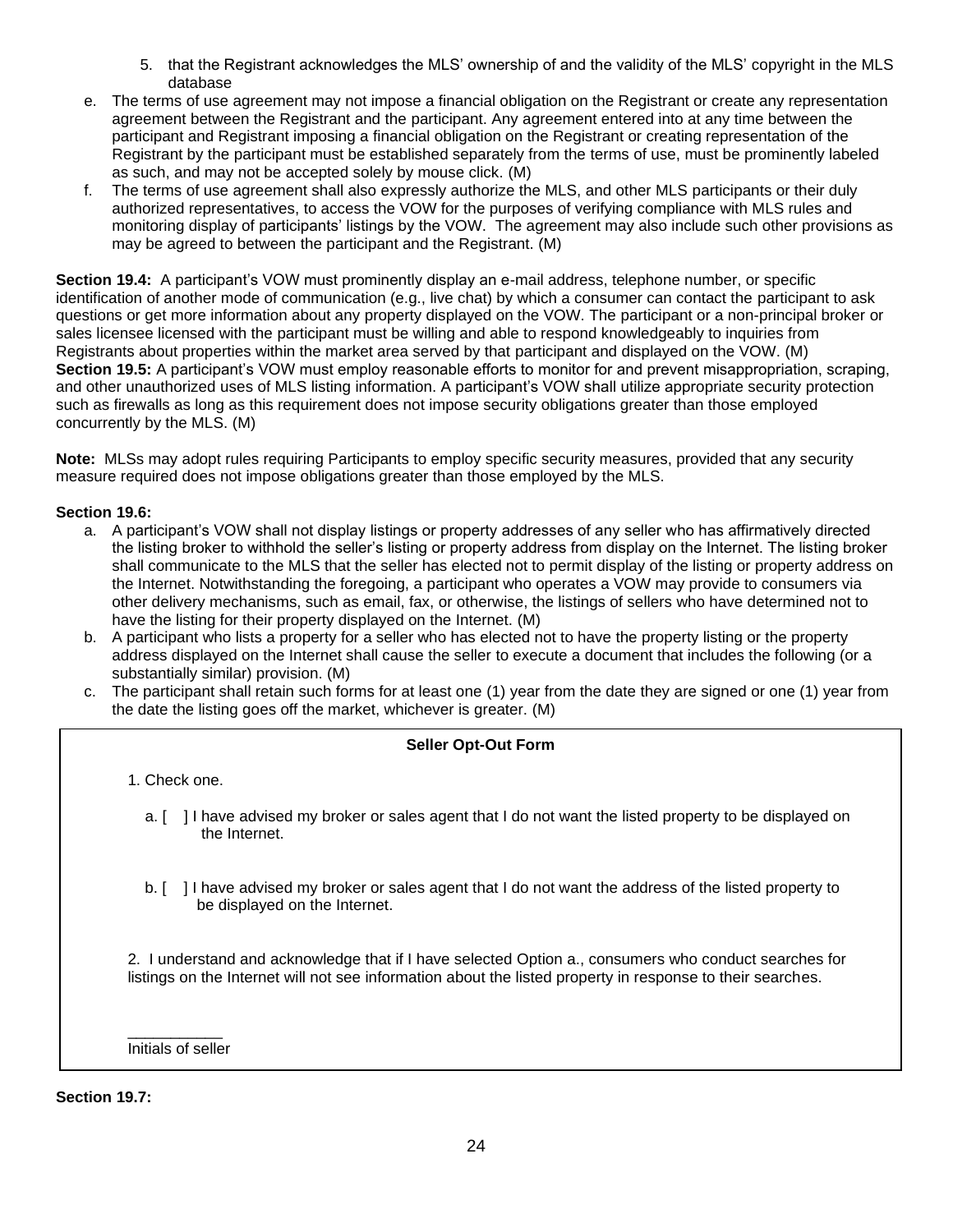5. that the Registrant acknowledges the MLS' ownership of and the validity of the MLS' copyright in the MLS database

e. The terms of use agreement may not impose a financial obligation on the Registrant or create any representation agreement between the Registrant and the participant. Any agreement entered into at any time between the participant and Registrant imposing a financial obligation on the Registrant or creating representation of the Registrant by the participant must be established separately from the terms of use, must be prominently labeled as such, and may not be accepted solely by mouse click. (M)

f. The terms of use agreement shall also expressly authorize the MLS, and other MLS participants or their duly authorized representatives, to access the VOW for the purposes of verifying compliance with MLS rules and monitoring display of participants' listings by the VOW. The agreement may also include such other provisions as may be agreed to between the participant and the Registrant. (M)

**Section 19.4:** A participant's VOW must prominently display an e-mail address, telephone number, or specific identification of another mode of communication (e.g., live chat) by which a consumer can contact the participant to ask questions or get more information about any property displayed on the VOW. The participant or a non-principal broker or sales licensee licensed with the participant must be willing and able to respond knowledgeably to inquiries from Registrants about properties within the market area served by that participant and displayed on the VOW. (M)

**Section 19.5:** A participant's VOW must employ reasonable efforts to monitor for and prevent misappropriation, scraping, and other unauthorized uses of MLS listing information. A participant's VOW shall utilize appropriate security protection such as firewalls as long as this requirement does not impose security obligations greater than those employed concurrently by the MLS. (M)

**Note:** MLSs may adopt rules requiring Participants to employ specific security measures, provided that any security measure required does not impose obligations greater than those employed by the MLS.

**Section 19.6:**

a. A participant's VOW shall not display listings or property addresses of any seller who has affirmatively directed the listing broker to withhold the seller's listing or property address from display on the Internet. The listing broker shall communicate to the MLS that the seller has elected not to permit display of the listing or property address on the Internet. Notwithstanding the foregoing, a participant who operates a VOW may provide to consumers via other delivery mechanisms, such as email, fax, or otherwise, the listings of sellers who have determined not to have the listing for their property displayed on the Internet. (M)

b. A participant who lists a property for a seller who has elected not to have the property listing or the property address displayed on the Internet shall cause the seller to execute a document that includes the following (or a substantially similar) provision. (M)

c. The participant shall retain such forms for at least one (1) year from the date they are signed or one (1) year from the date the listing goes off the market, whichever is greater. (M)

**Seller Opt-Out Form**

1. Check one.

a. [ ] I have advised my broker or sales agent that I do not want the listed property to be displayed on the Internet.

b. [ ] I have advised my broker or sales agent that I do not want the address of the listed property to be displayed on the Internet.

2. I understand and acknowledge that if I have selected Option a., consumers who conduct searches for listings on the Internet will not see information about the listed property in response to their searches.

___________
Initials of seller

**Section 19.7:**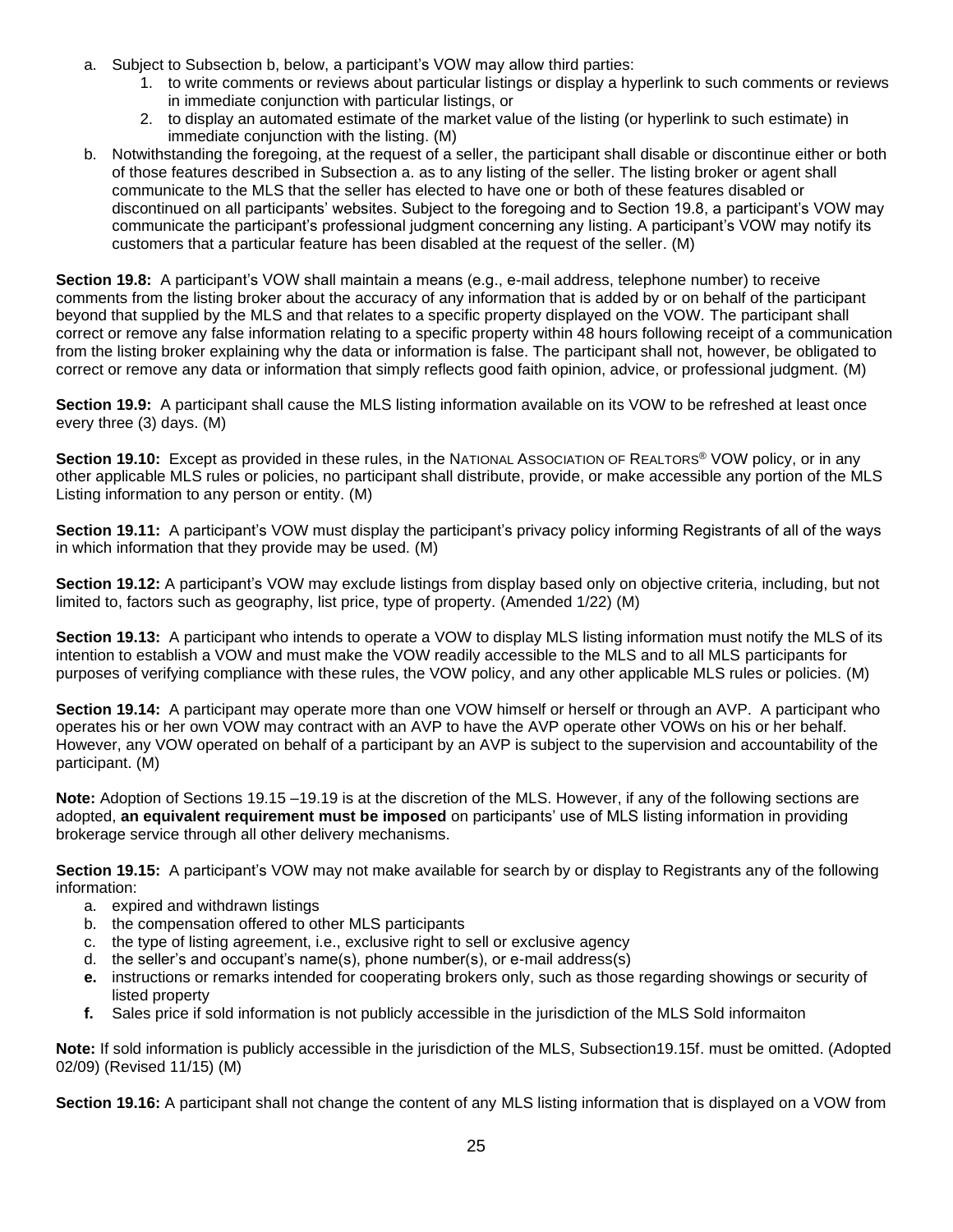a. Subject to Subsection b, below, a participant's VOW may allow third parties:
   1. to write comments or reviews about particular listings or display a hyperlink to such comments or reviews in immediate conjunction with particular listings, or
   2. to display an automated estimate of the market value of the listing (or hyperlink to such estimate) in immediate conjunction with the listing. (M)
b. Notwithstanding the foregoing, at the request of a seller, the participant shall disable or discontinue either or both of those features described in Subsection a. as to any listing of the seller. The listing broker or agent shall communicate to the MLS that the seller has elected to have one or both of these features disabled or discontinued on all participants' websites. Subject to the foregoing and to Section 19.8, a participant's VOW may communicate the participant's professional judgment concerning any listing. A participant's VOW may notify its customers that a particular feature has been disabled at the request of the seller. (M)

**Section 19.8:** A participant's VOW shall maintain a means (e.g., e-mail address, telephone number) to receive comments from the listing broker about the accuracy of any information that is added by or on behalf of the participant beyond that supplied by the MLS and that relates to a specific property displayed on the VOW. The participant shall correct or remove any false information relating to a specific property within 48 hours following receipt of a communication from the listing broker explaining why the data or information is false. The participant shall not, however, be obligated to correct or remove any data or information that simply reflects good faith opinion, advice, or professional judgment. (M)

**Section 19.9:** A participant shall cause the MLS listing information available on its VOW to be refreshed at least once every three (3) days. (M)

**Section 19.10:** Except as provided in these rules, in the NATIONAL ASSOCIATION OF REALTORS® VOW policy, or in any other applicable MLS rules or policies, no participant shall distribute, provide, or make accessible any portion of the MLS Listing information to any person or entity. (M)

**Section 19.11:** A participant's VOW must display the participant's privacy policy informing Registrants of all of the ways in which information that they provide may be used. (M)

**Section 19.12:** A participant's VOW may exclude listings from display based only on objective criteria, including, but not limited to, factors such as geography, list price, type of property. (Amended 1/22) (M)

**Section 19.13:** A participant who intends to operate a VOW to display MLS listing information must notify the MLS of its intention to establish a VOW and must make the VOW readily accessible to the MLS and to all MLS participants for purposes of verifying compliance with these rules, the VOW policy, and any other applicable MLS rules or policies. (M)

**Section 19.14:** A participant may operate more than one VOW himself or herself or through an AVP. A participant who operates his or her own VOW may contract with an AVP to have the AVP operate other VOWs on his or her behalf. However, any VOW operated on behalf of a participant by an AVP is subject to the supervision and accountability of the participant. (M)

**Note:** Adoption of Sections 19.15 –19.19 is at the discretion of the MLS. However, if any of the following sections are adopted, **an equivalent requirement must be imposed** on participants' use of MLS listing information in providing brokerage service through all other delivery mechanisms.

**Section 19.15:** A participant's VOW may not make available for search by or display to Registrants any of the following information:

a. expired and withdrawn listings
b. the compensation offered to other MLS participants
c. the type of listing agreement, i.e., exclusive right to sell or exclusive agency
d. the seller's and occupant's name(s), phone number(s), or e-mail address(s)
**e.** instructions or remarks intended for cooperating brokers only, such as those regarding showings or security of listed property
**f.** Sales price if sold information is not publicly accessible in the jurisdiction of the MLS Sold informaiton

**Note:** If sold information is publicly accessible in the jurisdiction of the MLS, Subsection19.15f. must be omitted. (Adopted 02/09) (Revised 11/15) (M)

**Section 19.16:** A participant shall not change the content of any MLS listing information that is displayed on a VOW from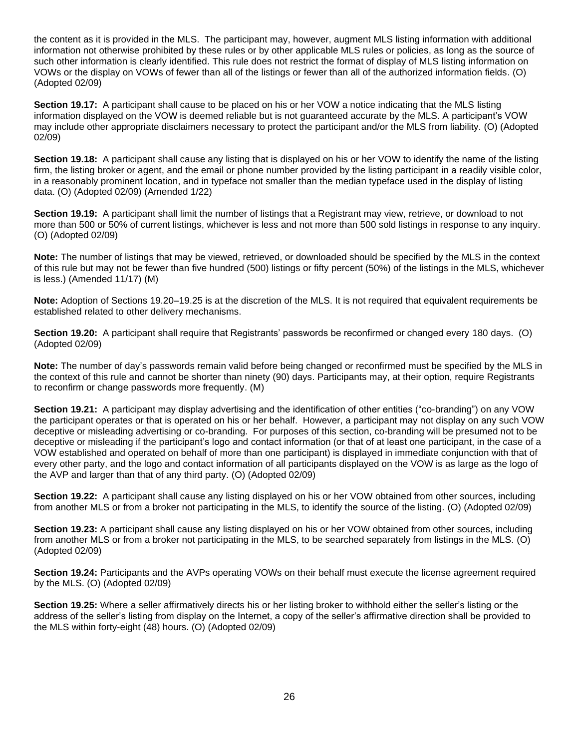the content as it is provided in the MLS. The participant may, however, augment MLS listing information with additional information not otherwise prohibited by these rules or by other applicable MLS rules or policies, as long as the source of such other information is clearly identified. This rule does not restrict the format of display of MLS listing information on VOWs or the display on VOWs of fewer than all of the listings or fewer than all of the authorized information fields. (O) (Adopted 02/09)

**Section 19.17:** A participant shall cause to be placed on his or her VOW a notice indicating that the MLS listing information displayed on the VOW is deemed reliable but is not guaranteed accurate by the MLS. A participant's VOW may include other appropriate disclaimers necessary to protect the participant and/or the MLS from liability. (O) (Adopted 02/09)

**Section 19.18:** A participant shall cause any listing that is displayed on his or her VOW to identify the name of the listing firm, the listing broker or agent, and the email or phone number provided by the listing participant in a readily visible color, in a reasonably prominent location, and in typeface not smaller than the median typeface used in the display of listing data. (O) (Adopted 02/09) (Amended 1/22)

**Section 19.19:** A participant shall limit the number of listings that a Registrant may view, retrieve, or download to not more than 500 or 50% of current listings, whichever is less and not more than 500 sold listings in response to any inquiry. (O) (Adopted 02/09)

**Note:** The number of listings that may be viewed, retrieved, or downloaded should be specified by the MLS in the context of this rule but may not be fewer than five hundred (500) listings or fifty percent (50%) of the listings in the MLS, whichever is less.) (Amended 11/17) (M)

**Note:** Adoption of Sections 19.20–19.25 is at the discretion of the MLS. It is not required that equivalent requirements be established related to other delivery mechanisms.

**Section 19.20:** A participant shall require that Registrants' passwords be reconfirmed or changed every 180 days. (O) (Adopted 02/09)

**Note:** The number of day's passwords remain valid before being changed or reconfirmed must be specified by the MLS in the context of this rule and cannot be shorter than ninety (90) days. Participants may, at their option, require Registrants to reconfirm or change passwords more frequently. (M)

**Section 19.21:** A participant may display advertising and the identification of other entities ("co-branding") on any VOW the participant operates or that is operated on his or her behalf. However, a participant may not display on any such VOW deceptive or misleading advertising or co-branding. For purposes of this section, co-branding will be presumed not to be deceptive or misleading if the participant's logo and contact information (or that of at least one participant, in the case of a VOW established and operated on behalf of more than one participant) is displayed in immediate conjunction with that of every other party, and the logo and contact information of all participants displayed on the VOW is as large as the logo of the AVP and larger than that of any third party. (O) (Adopted 02/09)

**Section 19.22:** A participant shall cause any listing displayed on his or her VOW obtained from other sources, including from another MLS or from a broker not participating in the MLS, to identify the source of the listing. (O) (Adopted 02/09)

**Section 19.23:** A participant shall cause any listing displayed on his or her VOW obtained from other sources, including from another MLS or from a broker not participating in the MLS, to be searched separately from listings in the MLS. (O) (Adopted 02/09)

**Section 19.24:** Participants and the AVPs operating VOWs on their behalf must execute the license agreement required by the MLS. (O) (Adopted 02/09)

**Section 19.25:** Where a seller affirmatively directs his or her listing broker to withhold either the seller's listing or the address of the seller's listing from display on the Internet, a copy of the seller's affirmative direction shall be provided to the MLS within forty-eight (48) hours. (O) (Adopted 02/09)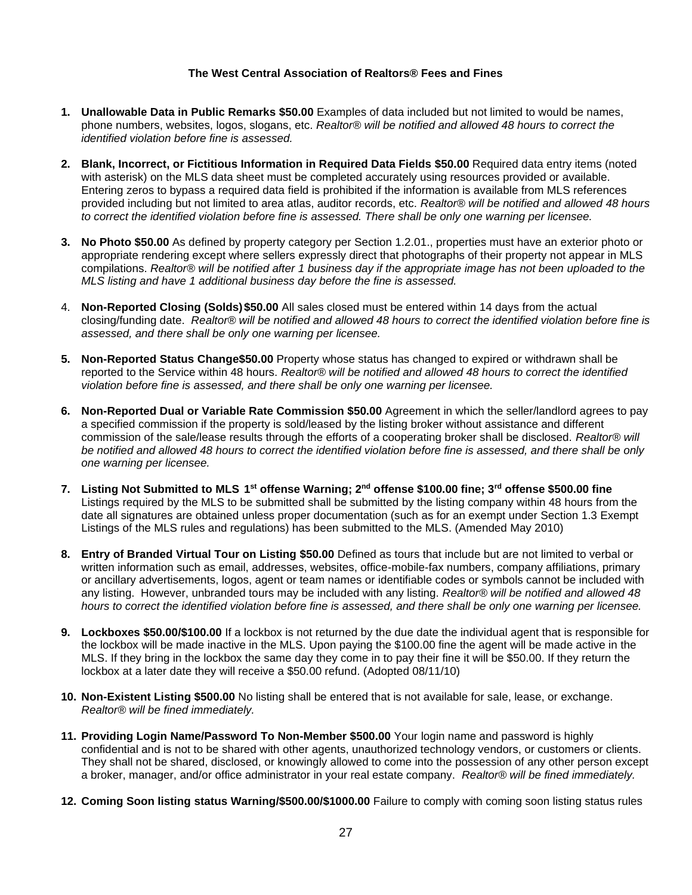**The West Central Association of Realtors® Fees and Fines**

1. **Unallowable Data in Public Remarks $50.00** Examples of data included but not limited to would be names, phone numbers, websites, logos, slogans, etc. *Realtor® will be notified and allowed 48 hours to correct the identified violation before fine is assessed.*

2. **Blank, Incorrect, or Fictitious Information in Required Data Fields $50.00** Required data entry items (noted with asterisk) on the MLS data sheet must be completed accurately using resources provided or available. Entering zeros to bypass a required data field is prohibited if the information is available from MLS references provided including but not limited to area atlas, auditor records, etc. *Realtor® will be notified and allowed 48 hours to correct the identified violation before fine is assessed. There shall be only one warning per licensee.*

3. **No Photo $50.00** As defined by property category per Section 1.2.01., properties must have an exterior photo or appropriate rendering except where sellers expressly direct that photographs of their property not appear in MLS compilations. *Realtor® will be notified after 1 business day if the appropriate image has not been uploaded to the MLS listing and have 1 additional business day before the fine is assessed.*

4. **Non-Reported Closing (Solds) $50.00** All sales closed must be entered within 14 days from the actual closing/funding date. *Realtor® will be notified and allowed 48 hours to correct the identified violation before fine is assessed, and there shall be only one warning per licensee.*

5. **Non-Reported Status Change $50.00** Property whose status has changed to expired or withdrawn shall be reported to the Service within 48 hours. *Realtor® will be notified and allowed 48 hours to correct the identified violation before fine is assessed, and there shall be only one warning per licensee.*

6. **Non-Reported Dual or Variable Rate Commission $50.00** Agreement in which the seller/landlord agrees to pay a specified commission if the property is sold/leased by the listing broker without assistance and different commission of the sale/lease results through the efforts of a cooperating broker shall be disclosed. *Realtor® will be notified and allowed 48 hours to correct the identified violation before fine is assessed, and there shall be only one warning per licensee.*

7. **Listing Not Submitted to MLS 1st offense Warning; 2nd offense $100.00 fine; 3rd offense $500.00 fine** Listings required by the MLS to be submitted shall be submitted by the listing company within 48 hours from the date all signatures are obtained unless proper documentation (such as for an exempt under Section 1.3 Exempt Listings of the MLS rules and regulations) has been submitted to the MLS. (Amended May 2010)

8. **Entry of Branded Virtual Tour on Listing $50.00** Defined as tours that include but are not limited to verbal or written information such as email, addresses, websites, office-mobile-fax numbers, company affiliations, primary or ancillary advertisements, logos, agent or team names or identifiable codes or symbols cannot be included with any listing. However, unbranded tours may be included with any listing. *Realtor® will be notified and allowed 48 hours to correct the identified violation before fine is assessed, and there shall be only one warning per licensee.*

9. **Lockboxes $50.00/$100.00** If a lockbox is not returned by the due date the individual agent that is responsible for the lockbox will be made inactive in the MLS. Upon paying the $100.00 fine the agent will be made active in the MLS. If they bring in the lockbox the same day they come in to pay their fine it will be $50.00. If they return the lockbox at a later date they will receive a $50.00 refund. (Adopted 08/11/10)

10. **Non-Existent Listing $500.00** No listing shall be entered that is not available for sale, lease, or exchange. *Realtor® will be fined immediately.*

11. **Providing Login Name/Password To Non-Member $500.00** Your login name and password is highly confidential and is not to be shared with other agents, unauthorized technology vendors, or customers or clients. They shall not be shared, disclosed, or knowingly allowed to come into the possession of any other person except a broker, manager, and/or office administrator in your real estate company. *Realtor® will be fined immediately.*

12. **Coming Soon listing status Warning/$500.00/$1000.00** Failure to comply with coming soon listing status rules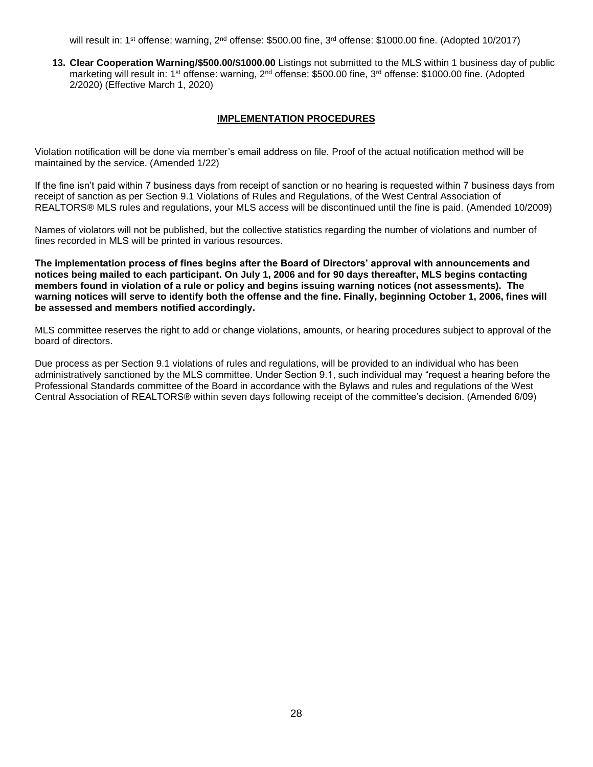will result in: 1st offense: warning, 2nd offense: $500.00 fine, 3rd offense: $1000.00 fine. (Adopted 10/2017)

13. **Clear Cooperation Warning/$500.00/$1000.00** Listings not submitted to the MLS within 1 business day of public marketing will result in: 1st offense: warning, 2nd offense: $500.00 fine, 3rd offense: $1000.00 fine. (Adopted 2/2020) (Effective March 1, 2020)

## IMPLEMENTATION PROCEDURES

Violation notification will be done via member's email address on file. Proof of the actual notification method will be maintained by the service. (Amended 1/22)

If the fine isn't paid within 7 business days from receipt of sanction or no hearing is requested within 7 business days from receipt of sanction as per Section 9.1 Violations of Rules and Regulations, of the West Central Association of REALTORS® MLS rules and regulations, your MLS access will be discontinued until the fine is paid. (Amended 10/2009)

Names of violators will not be published, but the collective statistics regarding the number of violations and number of fines recorded in MLS will be printed in various resources.

**The implementation process of fines begins after the Board of Directors' approval with announcements and notices being mailed to each participant. On July 1, 2006 and for 90 days thereafter, MLS begins contacting members found in violation of a rule or policy and begins issuing warning notices (not assessments). The warning notices will serve to identify both the offense and the fine. Finally, beginning October 1, 2006, fines will be assessed and members notified accordingly.**

MLS committee reserves the right to add or change violations, amounts, or hearing procedures subject to approval of the board of directors.

Due process as per Section 9.1 violations of rules and regulations, will be provided to an individual who has been administratively sanctioned by the MLS committee. Under Section 9.1, such individual may "request a hearing before the Professional Standards committee of the Board in accordance with the Bylaws and rules and regulations of the West Central Association of REALTORS® within seven days following receipt of the committee's decision. (Amended 6/09)